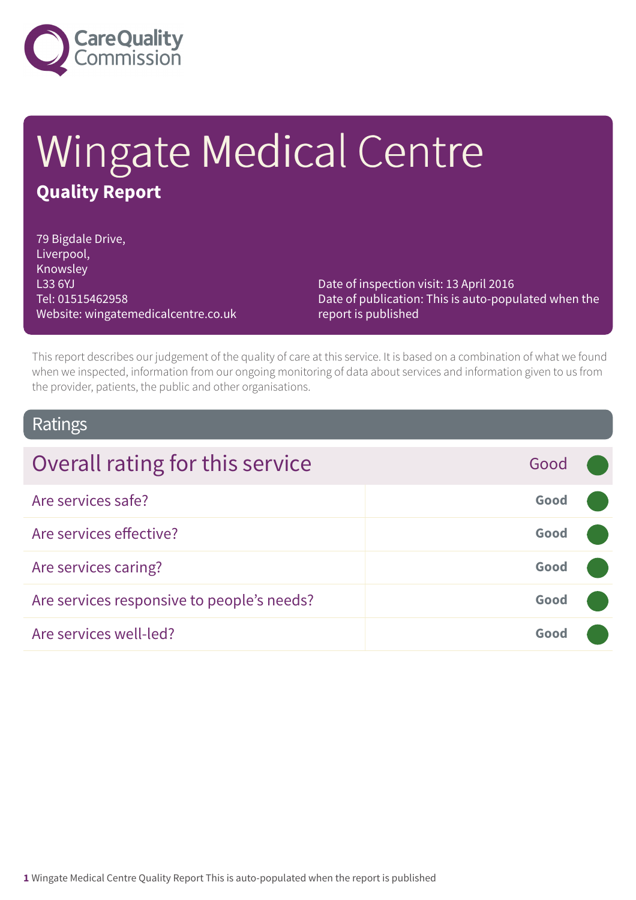Care Quality Commission

# Wingate Medical Centre

## Quality Report

79 Bigdale Drive,
Liverpool,
Knowsley
L33 6YJ
Tel: 01515462958
Website: wingatemedicalcentre.co.uk

Date of inspection visit: 13 April 2016
Date of publication: This is auto-populated when the report is published

This report describes our judgement of the quality of care at this service. It is based on a combination of what we found when we inspected, information from our ongoing monitoring of data about services and information given to us from the provider, patients, the public and other organisations.

## Ratings

| Overall rating for this service | Good |
|---|---|
| Are services safe? | **Good** |
| Are services effective? | **Good** |
| Are services caring? | **Good** |
| Are services responsive to people's needs? | **Good** |
| Are services well-led? | **Good** |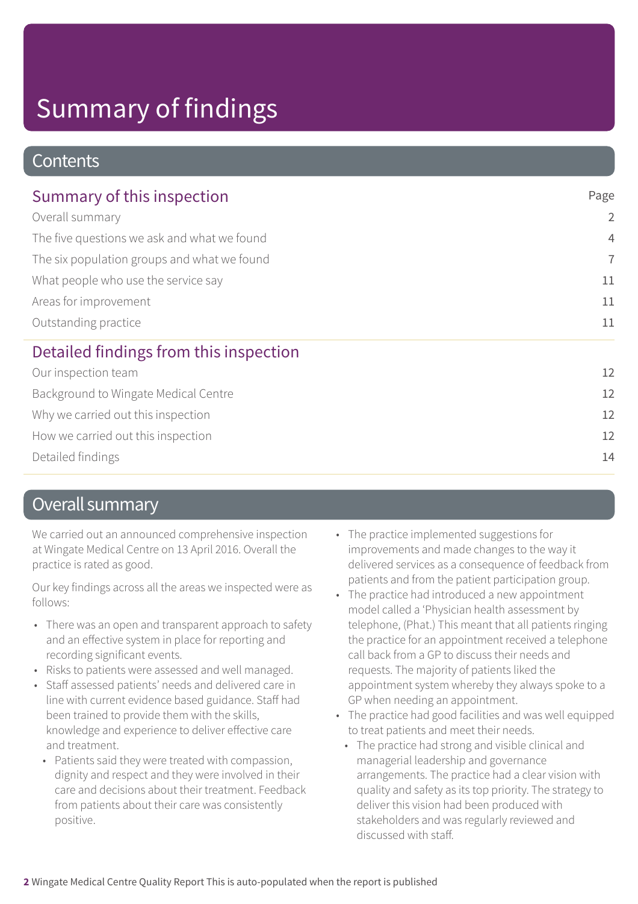# Summary of findings

## Contents

| Summary of this inspection | Page |
|---|---|
| Overall summary | 2 |
| The five questions we ask and what we found | 4 |
| The six population groups and what we found | 7 |
| What people who use the service say | 11 |
| Areas for improvement | 11 |
| Outstanding practice | 11 |

| Detailed findings from this inspection | |
|---|---|
| Our inspection team | 12 |
| Background to Wingate Medical Centre | 12 |
| Why we carried out this inspection | 12 |
| How we carried out this inspection | 12 |
| Detailed findings | 14 |

## Overall summary

We carried out an announced comprehensive inspection at Wingate Medical Centre on 13 April 2016. Overall the practice is rated as good.

Our key findings across all the areas we inspected were as follows:

- There was an open and transparent approach to safety and an effective system in place for reporting and recording significant events.
- Risks to patients were assessed and well managed.
- Staff assessed patients' needs and delivered care in line with current evidence based guidance. Staff had been trained to provide them with the skills, knowledge and experience to deliver effective care and treatment.
- Patients said they were treated with compassion, dignity and respect and they were involved in their care and decisions about their treatment. Feedback from patients about their care was consistently positive.
- The practice implemented suggestions for improvements and made changes to the way it delivered services as a consequence of feedback from patients and from the patient participation group.
- The practice had introduced a new appointment model called a 'Physician health assessment by telephone, (Phat.) This meant that all patients ringing the practice for an appointment received a telephone call back from a GP to discuss their needs and requests. The majority of patients liked the appointment system whereby they always spoke to a GP when needing an appointment.
- The practice had good facilities and was well equipped to treat patients and meet their needs.
- The practice had strong and visible clinical and managerial leadership and governance arrangements. The practice had a clear vision with quality and safety as its top priority. The strategy to deliver this vision had been produced with stakeholders and was regularly reviewed and discussed with staff.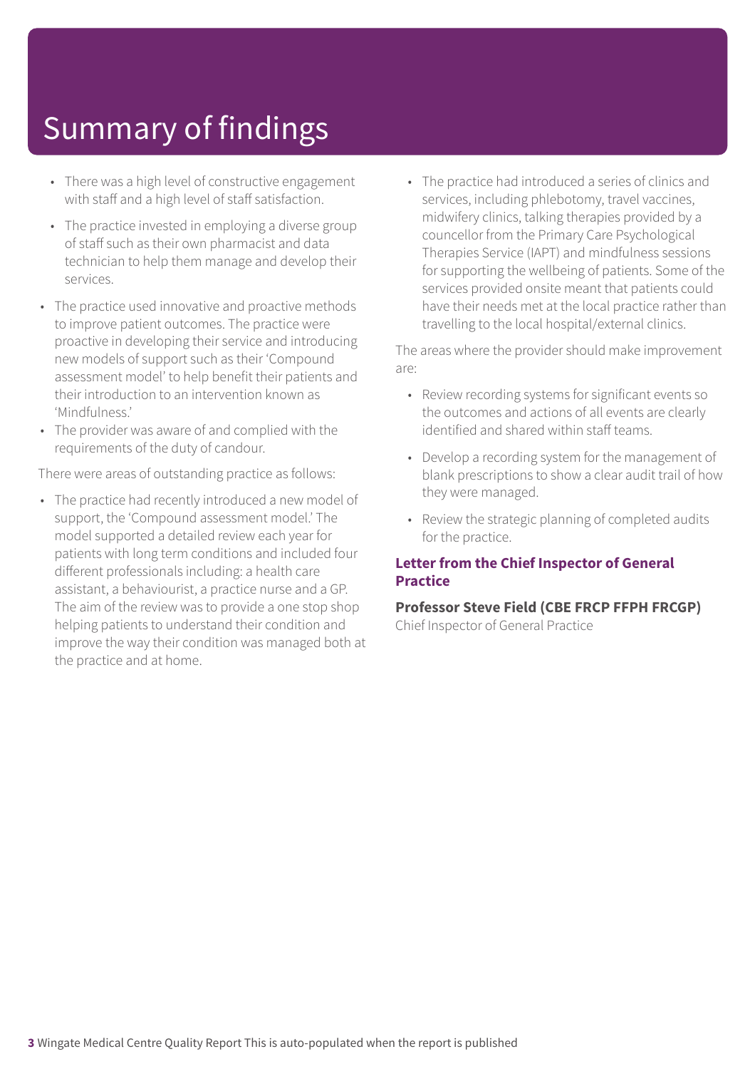# Summary of findings

- There was a high level of constructive engagement with staff and a high level of staff satisfaction.
- The practice invested in employing a diverse group of staff such as their own pharmacist and data technician to help them manage and develop their services.

- The practice used innovative and proactive methods to improve patient outcomes. The practice were proactive in developing their service and introducing new models of support such as their 'Compound assessment model' to help benefit their patients and their introduction to an intervention known as 'Mindfulness.'
- The provider was aware of and complied with the requirements of the duty of candour.

There were areas of outstanding practice as follows:

- The practice had recently introduced a new model of support, the 'Compound assessment model.' The model supported a detailed review each year for patients with long term conditions and included four different professionals including: a health care assistant, a behaviourist, a practice nurse and a GP. The aim of the review was to provide a one stop shop helping patients to understand their condition and improve the way their condition was managed both at the practice and at home.
- The practice had introduced a series of clinics and services, including phlebotomy, travel vaccines, midwifery clinics, talking therapies provided by a councellor from the Primary Care Psychological Therapies Service (IAPT) and mindfulness sessions for supporting the wellbeing of patients. Some of the services provided onsite meant that patients could have their needs met at the local practice rather than travelling to the local hospital/external clinics.

The areas where the provider should make improvement are:

- Review recording systems for significant events so the outcomes and actions of all events are clearly identified and shared within staff teams.
- Develop a recording system for the management of blank prescriptions to show a clear audit trail of how they were managed.
- Review the strategic planning of completed audits for the practice.

**Letter from the Chief Inspector of General Practice**

**Professor Steve Field (CBE FRCP FFPH FRCGP)**
Chief Inspector of General Practice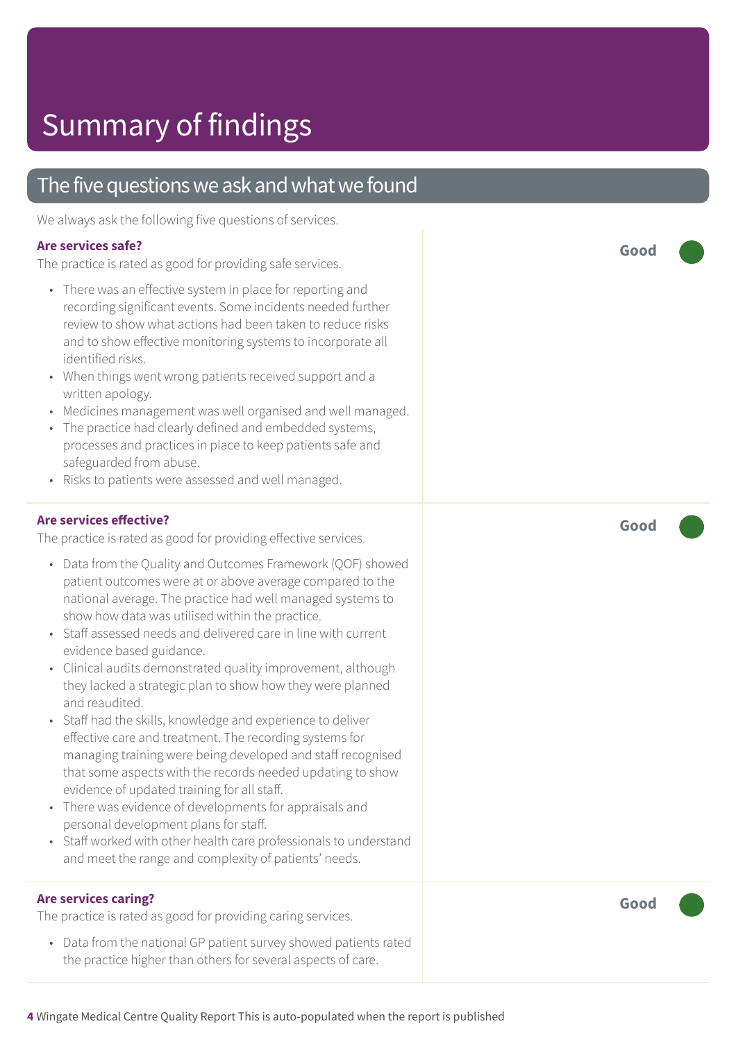# Summary of findings

## The five questions we ask and what we found

We always ask the following five questions of services.

### Are services safe?

**Good**

The practice is rated as good for providing safe services.

- There was an effective system in place for reporting and recording significant events. Some incidents needed further review to show what actions had been taken to reduce risks and to show effective monitoring systems to incorporate all identified risks.
- When things went wrong patients received support and a written apology.
- Medicines management was well organised and well managed.
- The practice had clearly defined and embedded systems, processes and practices in place to keep patients safe and safeguarded from abuse.
- Risks to patients were assessed and well managed.

### Are services effective?

**Good**

The practice is rated as good for providing effective services.

- Data from the Quality and Outcomes Framework (QOF) showed patient outcomes were at or above average compared to the national average. The practice had well managed systems to show how data was utilised within the practice.
- Staff assessed needs and delivered care in line with current evidence based guidance.
- Clinical audits demonstrated quality improvement, although they lacked a strategic plan to show how they were planned and reaudited.
- Staff had the skills, knowledge and experience to deliver effective care and treatment. The recording systems for managing training were being developed and staff recognised that some aspects with the records needed updating to show evidence of updated training for all staff.
- There was evidence of developments for appraisals and personal development plans for staff.
- Staff worked with other health care professionals to understand and meet the range and complexity of patients' needs.

### Are services caring?

**Good**

The practice is rated as good for providing caring services.

- Data from the national GP patient survey showed patients rated the practice higher than others for several aspects of care.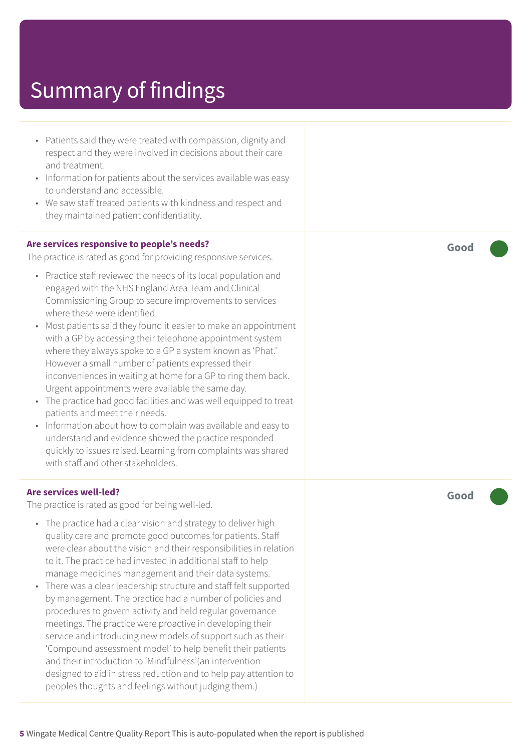# Summary of findings

- Patients said they were treated with compassion, dignity and respect and they were involved in decisions about their care and treatment.
- Information for patients about the services available was easy to understand and accessible.
- We saw staff treated patients with kindness and respect and they maintained patient confidentiality.

**Are services responsive to people's needs?** — **Good**

The practice is rated as good for providing responsive services.

- Practice staff reviewed the needs of its local population and engaged with the NHS England Area Team and Clinical Commissioning Group to secure improvements to services where these were identified.
- Most patients said they found it easier to make an appointment with a GP by accessing their telephone appointment system where they always spoke to a GP a system known as 'Phat.' However a small number of patients expressed their inconveniences in waiting at home for a GP to ring them back. Urgent appointments were available the same day.
- The practice had good facilities and was well equipped to treat patients and meet their needs.
- Information about how to complain was available and easy to understand and evidence showed the practice responded quickly to issues raised. Learning from complaints was shared with staff and other stakeholders.

**Are services well-led?** — **Good**

The practice is rated as good for being well-led.

- The practice had a clear vision and strategy to deliver high quality care and promote good outcomes for patients. Staff were clear about the vision and their responsibilities in relation to it. The practice had invested in additional staff to help manage medicines management and their data systems.
- There was a clear leadership structure and staff felt supported by management. The practice had a number of policies and procedures to govern activity and held regular governance meetings. The practice were proactive in developing their service and introducing new models of support such as their 'Compound assessment model' to help benefit their patients and their introduction to 'Mindfulness'(an intervention designed to aid in stress reduction and to help pay attention to peoples thoughts and feelings without judging them.)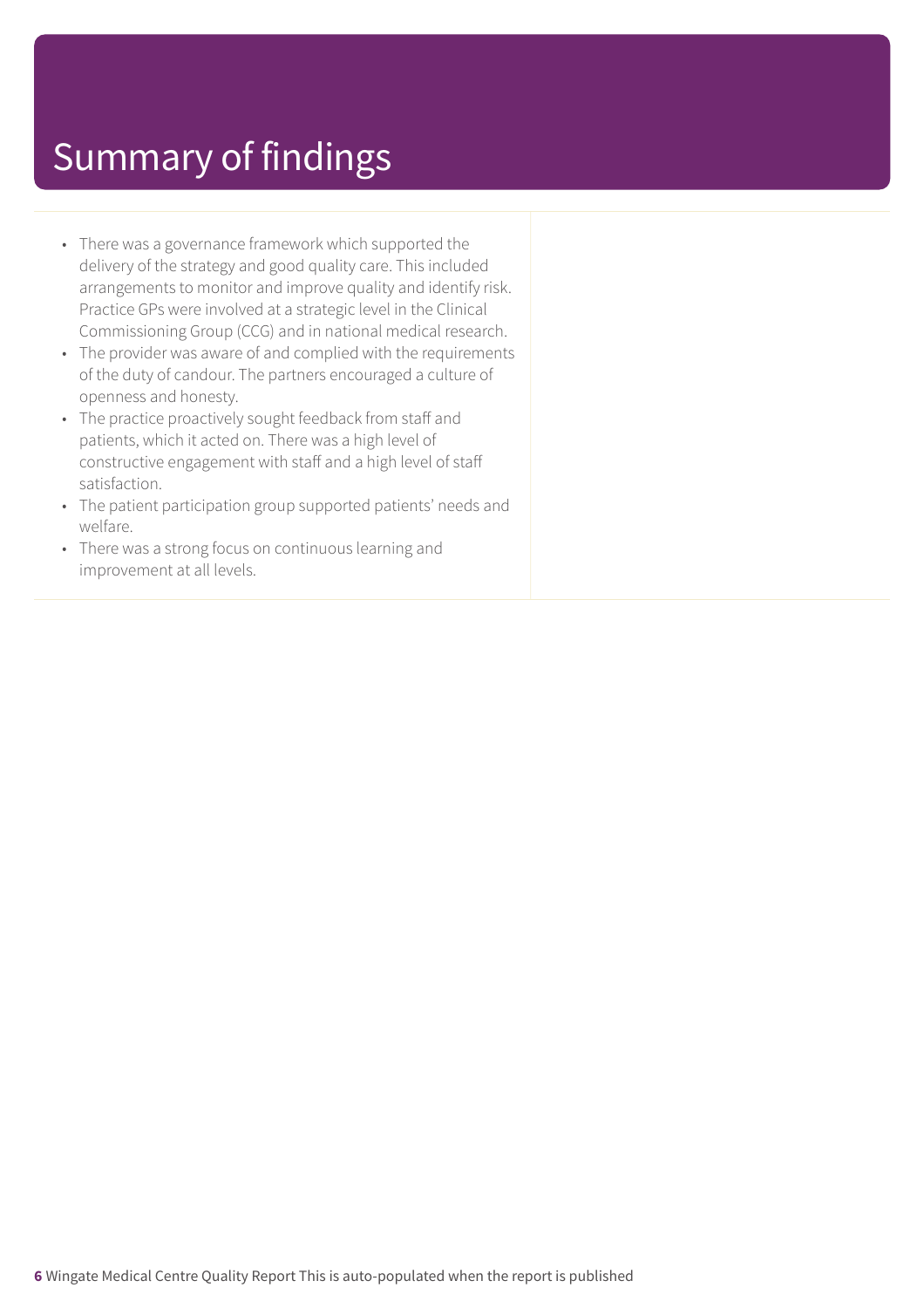# Summary of findings

- There was a governance framework which supported the delivery of the strategy and good quality care. This included arrangements to monitor and improve quality and identify risk. Practice GPs were involved at a strategic level in the Clinical Commissioning Group (CCG) and in national medical research.
- The provider was aware of and complied with the requirements of the duty of candour. The partners encouraged a culture of openness and honesty.
- The practice proactively sought feedback from staff and patients, which it acted on. There was a high level of constructive engagement with staff and a high level of staff satisfaction.
- The patient participation group supported patients' needs and welfare.
- There was a strong focus on continuous learning and improvement at all levels.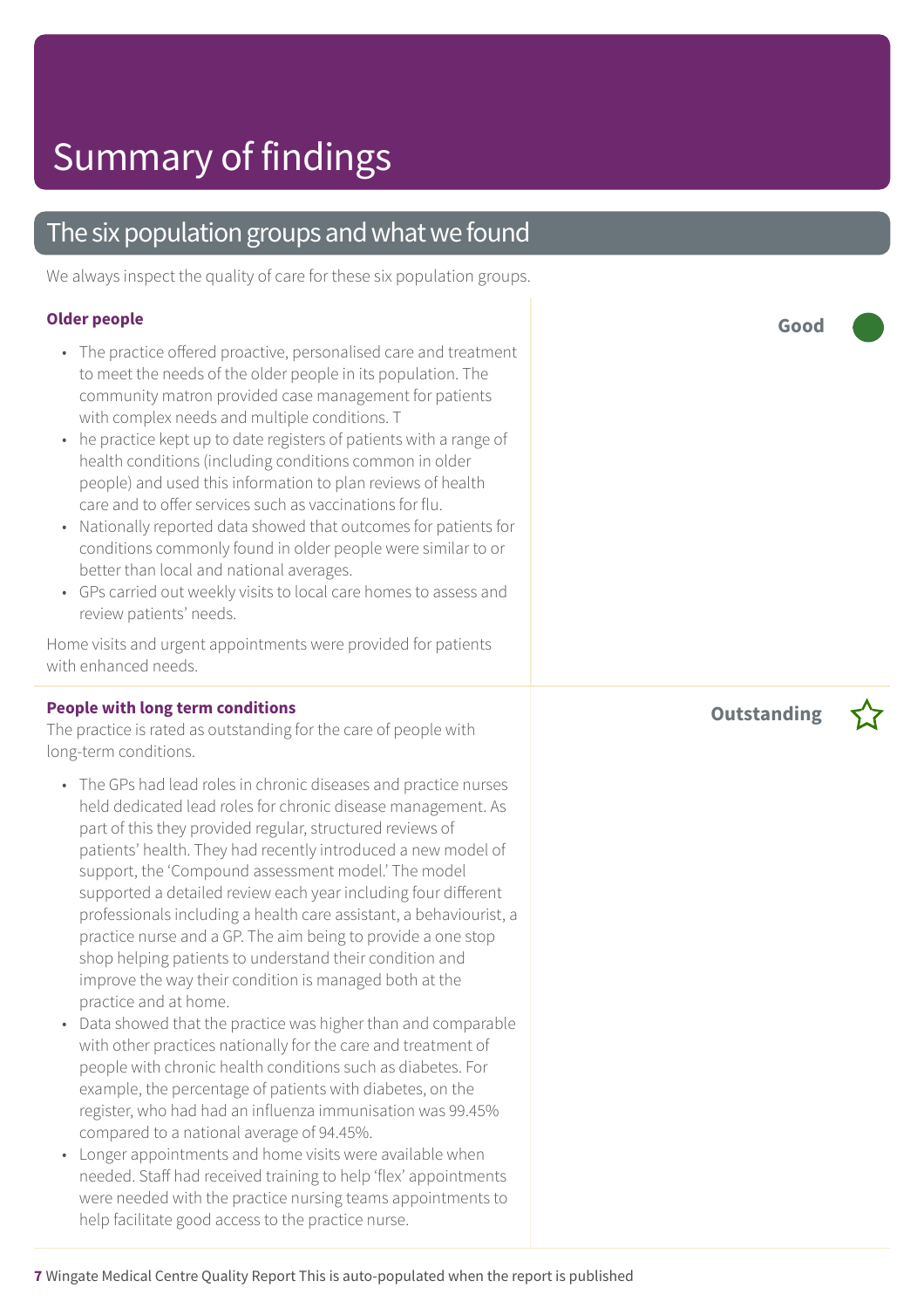# Summary of findings

## The six population groups and what we found

We always inspect the quality of care for these six population groups.

### Older people

**Good**

- The practice offered proactive, personalised care and treatment to meet the needs of the older people in its population. The community matron provided case management for patients with complex needs and multiple conditions. T
- he practice kept up to date registers of patients with a range of health conditions (including conditions common in older people) and used this information to plan reviews of health care and to offer services such as vaccinations for flu.
- Nationally reported data showed that outcomes for patients for conditions commonly found in older people were similar to or better than local and national averages.
- GPs carried out weekly visits to local care homes to assess and review patients' needs.

Home visits and urgent appointments were provided for patients with enhanced needs.

### People with long term conditions

**Outstanding**

The practice is rated as outstanding for the care of people with long-term conditions.

- The GPs had lead roles in chronic diseases and practice nurses held dedicated lead roles for chronic disease management. As part of this they provided regular, structured reviews of patients' health. They had recently introduced a new model of support, the 'Compound assessment model.' The model supported a detailed review each year including four different professionals including a health care assistant, a behaviourist, a practice nurse and a GP. The aim being to provide a one stop shop helping patients to understand their condition and improve the way their condition is managed both at the practice and at home.
- Data showed that the practice was higher than and comparable with other practices nationally for the care and treatment of people with chronic health conditions such as diabetes. For example, the percentage of patients with diabetes, on the register, who had had an influenza immunisation was 99.45% compared to a national average of 94.45%.
- Longer appointments and home visits were available when needed. Staff had received training to help 'flex' appointments were needed with the practice nursing teams appointments to help facilitate good access to the practice nurse.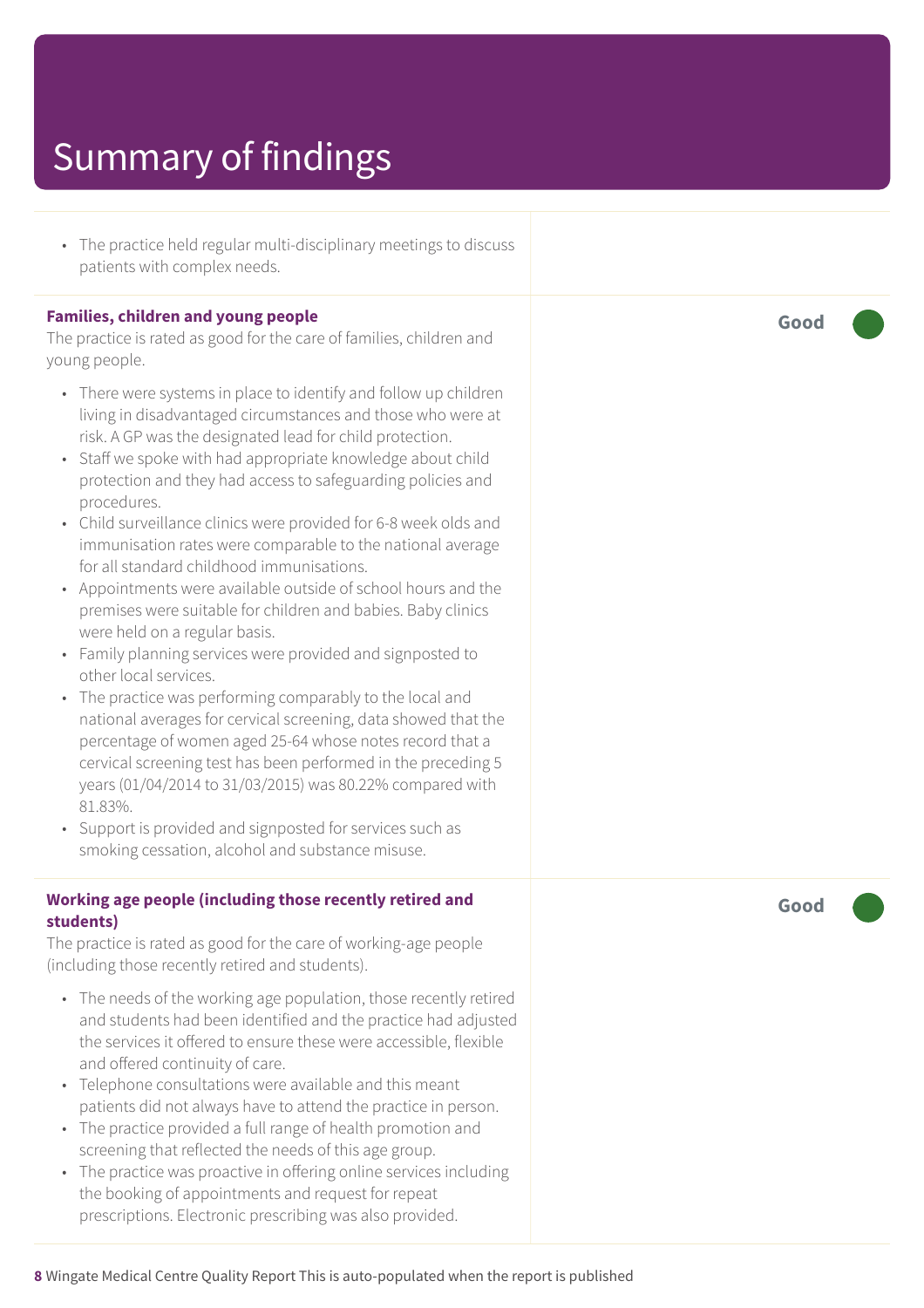# Summary of findings

- The practice held regular multi-disciplinary meetings to discuss patients with complex needs.

**Families, children and young people** — **Good**

The practice is rated as good for the care of families, children and young people.

- There were systems in place to identify and follow up children living in disadvantaged circumstances and those who were at risk. A GP was the designated lead for child protection.
- Staff we spoke with had appropriate knowledge about child protection and they had access to safeguarding policies and procedures.
- Child surveillance clinics were provided for 6-8 week olds and immunisation rates were comparable to the national average for all standard childhood immunisations.
- Appointments were available outside of school hours and the premises were suitable for children and babies. Baby clinics were held on a regular basis.
- Family planning services were provided and signposted to other local services.
- The practice was performing comparably to the local and national averages for cervical screening, data showed that the percentage of women aged 25-64 whose notes record that a cervical screening test has been performed in the preceding 5 years (01/04/2014 to 31/03/2015) was 80.22% compared with 81.83%.
- Support is provided and signposted for services such as smoking cessation, alcohol and substance misuse.

**Working age people (including those recently retired and students)** — **Good**

The practice is rated as good for the care of working-age people (including those recently retired and students).

- The needs of the working age population, those recently retired and students had been identified and the practice had adjusted the services it offered to ensure these were accessible, flexible and offered continuity of care.
- Telephone consultations were available and this meant patients did not always have to attend the practice in person.
- The practice provided a full range of health promotion and screening that reflected the needs of this age group.
- The practice was proactive in offering online services including the booking of appointments and request for repeat prescriptions. Electronic prescribing was also provided.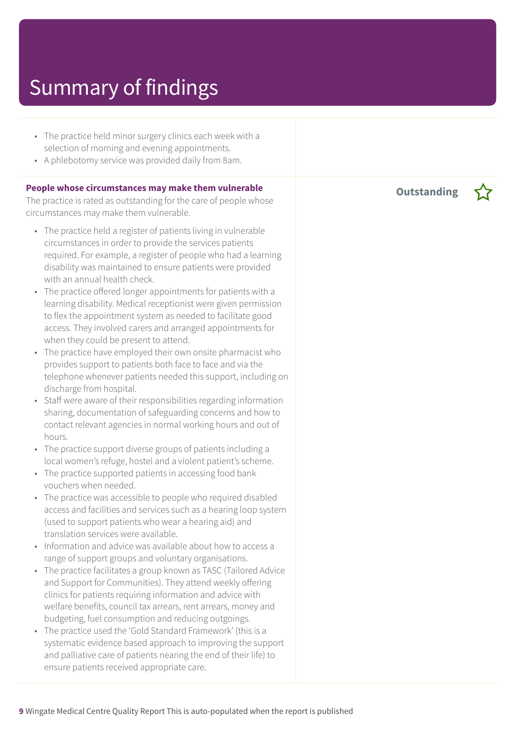# Summary of findings

- The practice held minor surgery clinics each week with a selection of morning and evening appointments.
- A phlebotomy service was provided daily from 8am.

**People whose circumstances may make them vulnerable**

**Outstanding** ☆

The practice is rated as outstanding for the care of people whose circumstances may make them vulnerable.

- The practice held a register of patients living in vulnerable circumstances in order to provide the services patients required. For example, a register of people who had a learning disability was maintained to ensure patients were provided with an annual health check.
- The practice offered longer appointments for patients with a learning disability. Medical receptionist were given permission to flex the appointment system as needed to facilitate good access. They involved carers and arranged appointments for when they could be present to attend.
- The practice have employed their own onsite pharmacist who provides support to patients both face to face and via the telephone whenever patients needed this support, including on discharge from hospital.
- Staff were aware of their responsibilities regarding information sharing, documentation of safeguarding concerns and how to contact relevant agencies in normal working hours and out of hours.
- The practice support diverse groups of patients including a local women's refuge, hostel and a violent patient's scheme.
- The practice supported patients in accessing food bank vouchers when needed.
- The practice was accessible to people who required disabled access and facilities and services such as a hearing loop system (used to support patients who wear a hearing aid) and translation services were available.
- Information and advice was available about how to access a range of support groups and voluntary organisations.
- The practice facilitates a group known as TASC (Tailored Advice and Support for Communities). They attend weekly offering clinics for patients requiring information and advice with welfare benefits, council tax arrears, rent arrears, money and budgeting, fuel consumption and reducing outgoings.
- The practice used the 'Gold Standard Framework' (this is a systematic evidence based approach to improving the support and palliative care of patients nearing the end of their life) to ensure patients received appropriate care.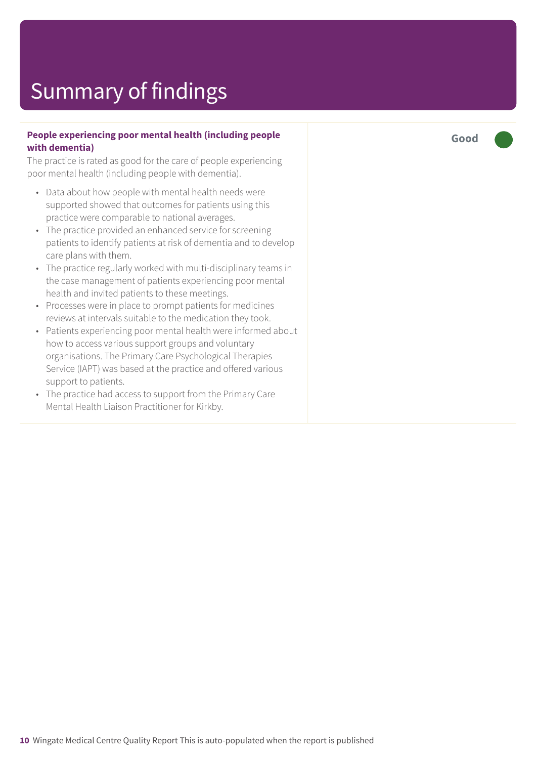# Summary of findings

**People experiencing poor mental health (including people with dementia)**

**Good**

The practice is rated as good for the care of people experiencing poor mental health (including people with dementia).

- Data about how people with mental health needs were supported showed that outcomes for patients using this practice were comparable to national averages.
- The practice provided an enhanced service for screening patients to identify patients at risk of dementia and to develop care plans with them.
- The practice regularly worked with multi-disciplinary teams in the case management of patients experiencing poor mental health and invited patients to these meetings.
- Processes were in place to prompt patients for medicines reviews at intervals suitable to the medication they took.
- Patients experiencing poor mental health were informed about how to access various support groups and voluntary organisations. The Primary Care Psychological Therapies Service (IAPT) was based at the practice and offered various support to patients.
- The practice had access to support from the Primary Care Mental Health Liaison Practitioner for Kirkby.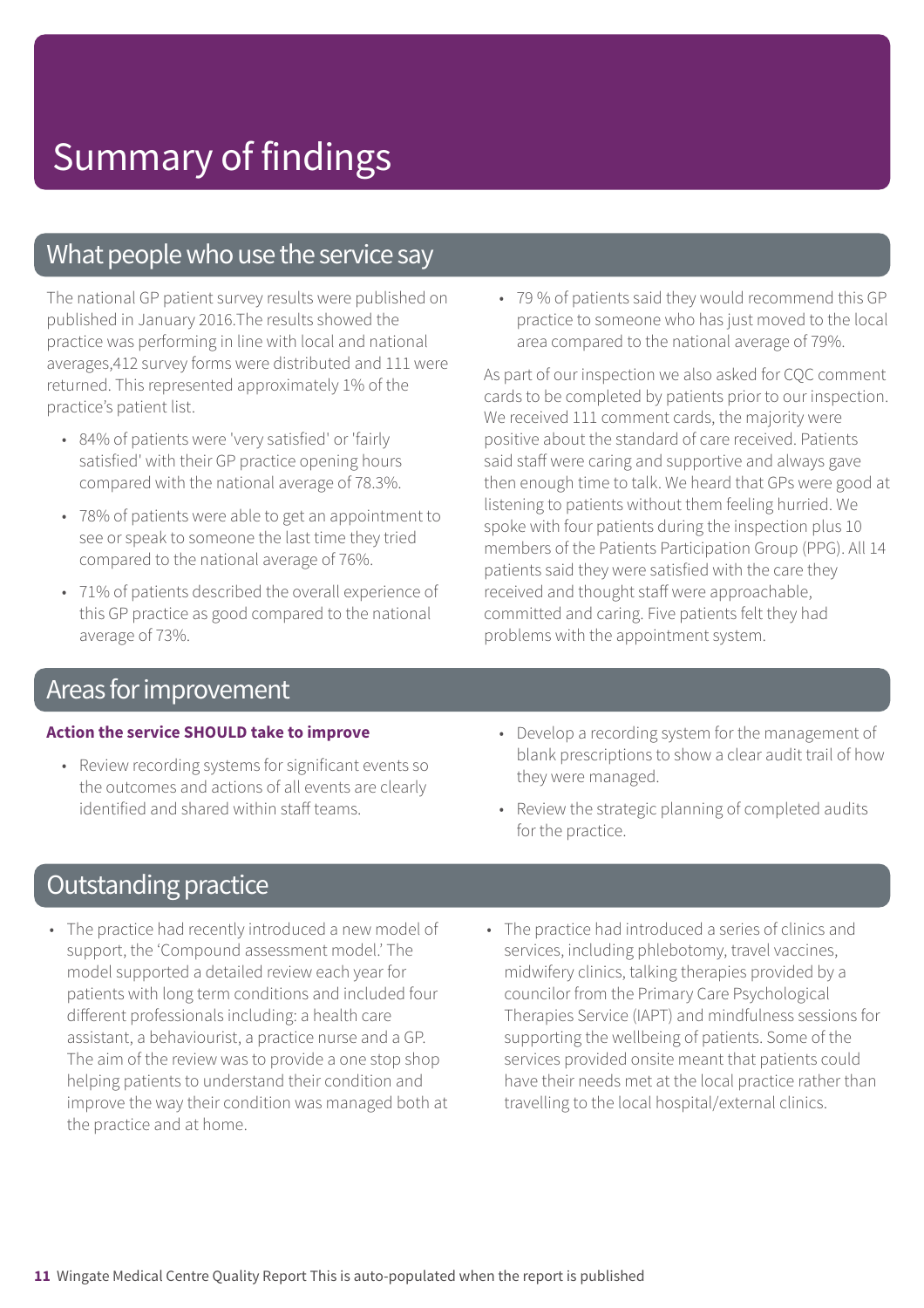# Summary of findings

## What people who use the service say

The national GP patient survey results were published on published in January 2016.The results showed the practice was performing in line with local and national averages,412 survey forms were distributed and 111 were returned. This represented approximately 1% of the practice's patient list.

- 84% of patients were 'very satisfied' or 'fairly satisfied' with their GP practice opening hours compared with the national average of 78.3%.
- 78% of patients were able to get an appointment to see or speak to someone the last time they tried compared to the national average of 76%.
- 71% of patients described the overall experience of this GP practice as good compared to the national average of 73%.
- 79 % of patients said they would recommend this GP practice to someone who has just moved to the local area compared to the national average of 79%.

As part of our inspection we also asked for CQC comment cards to be completed by patients prior to our inspection. We received 111 comment cards, the majority were positive about the standard of care received. Patients said staff were caring and supportive and always gave then enough time to talk. We heard that GPs were good at listening to patients without them feeling hurried. We spoke with four patients during the inspection plus 10 members of the Patients Participation Group (PPG). All 14 patients said they were satisfied with the care they received and thought staff were approachable, committed and caring. Five patients felt they had problems with the appointment system.

## Areas for improvement

**Action the service SHOULD take to improve**

- Review recording systems for significant events so the outcomes and actions of all events are clearly identified and shared within staff teams.
- Develop a recording system for the management of blank prescriptions to show a clear audit trail of how they were managed.
- Review the strategic planning of completed audits for the practice.

## Outstanding practice

- The practice had recently introduced a new model of support, the 'Compound assessment model.' The model supported a detailed review each year for patients with long term conditions and included four different professionals including: a health care assistant, a behaviourist, a practice nurse and a GP. The aim of the review was to provide a one stop shop helping patients to understand their condition and improve the way their condition was managed both at the practice and at home.
- The practice had introduced a series of clinics and services, including phlebotomy, travel vaccines, midwifery clinics, talking therapies provided by a councilor from the Primary Care Psychological Therapies Service (IAPT) and mindfulness sessions for supporting the wellbeing of patients. Some of the services provided onsite meant that patients could have their needs met at the local practice rather than travelling to the local hospital/external clinics.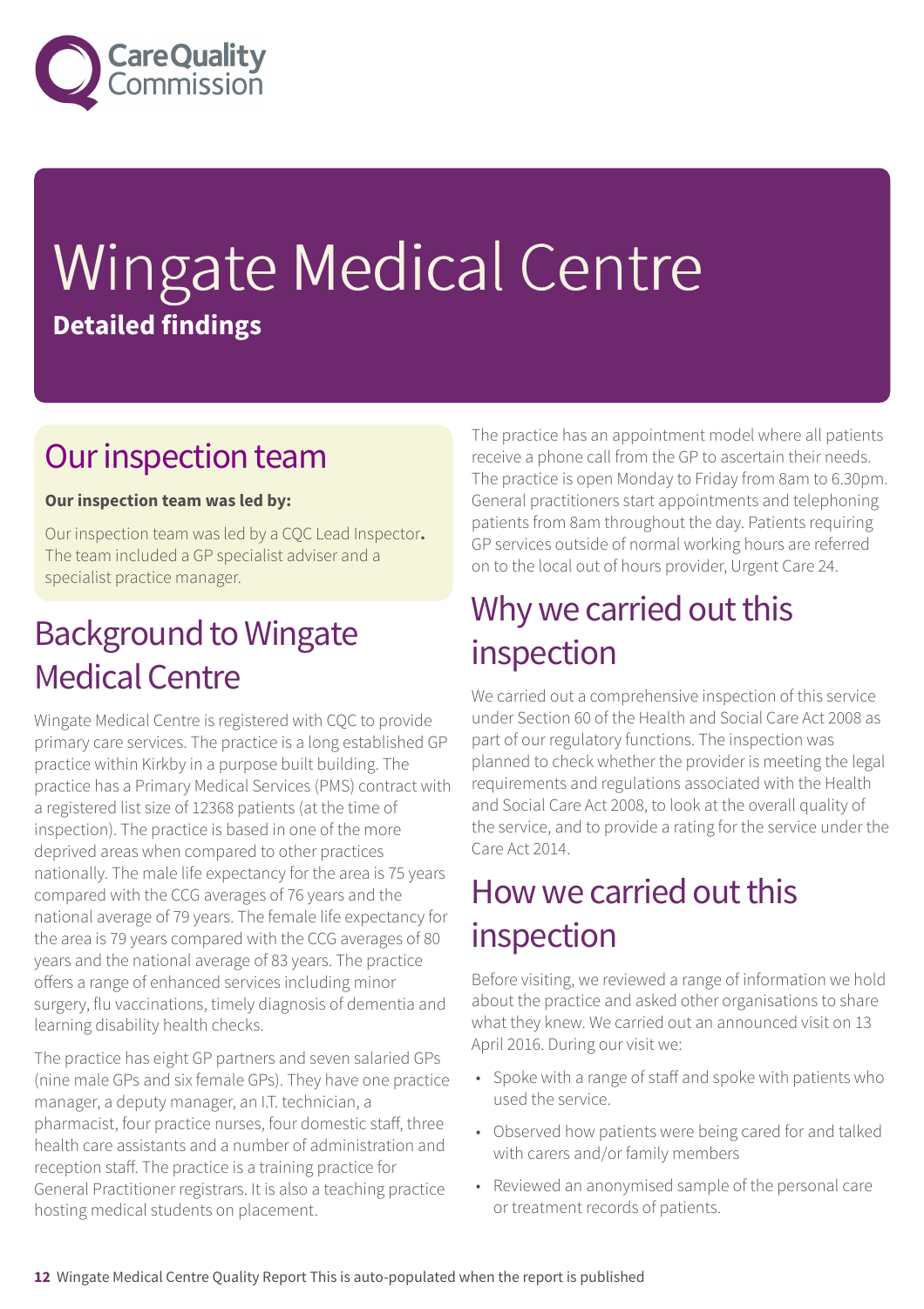# Wingate Medical Centre

**Detailed findings**

## Our inspection team

**Our inspection team was led by:**

Our inspection team was led by a CQC Lead Inspector**.** The team included a GP specialist adviser and a specialist practice manager.

## Background to Wingate Medical Centre

Wingate Medical Centre is registered with CQC to provide primary care services. The practice is a long established GP practice within Kirkby in a purpose built building. The practice has a Primary Medical Services (PMS) contract with a registered list size of 12368 patients (at the time of inspection). The practice is based in one of the more deprived areas when compared to other practices nationally. The male life expectancy for the area is 75 years compared with the CCG averages of 76 years and the national average of 79 years. The female life expectancy for the area is 79 years compared with the CCG averages of 80 years and the national average of 83 years. The practice offers a range of enhanced services including minor surgery, flu vaccinations, timely diagnosis of dementia and learning disability health checks.

The practice has eight GP partners and seven salaried GPs (nine male GPs and six female GPs). They have one practice manager, a deputy manager, an I.T. technician, a pharmacist, four practice nurses, four domestic staff, three health care assistants and a number of administration and reception staff. The practice is a training practice for General Practitioner registrars. It is also a teaching practice hosting medical students on placement.

The practice has an appointment model where all patients receive a phone call from the GP to ascertain their needs. The practice is open Monday to Friday from 8am to 6.30pm. General practitioners start appointments and telephoning patients from 8am throughout the day. Patients requiring GP services outside of normal working hours are referred on to the local out of hours provider, Urgent Care 24.

## Why we carried out this inspection

We carried out a comprehensive inspection of this service under Section 60 of the Health and Social Care Act 2008 as part of our regulatory functions. The inspection was planned to check whether the provider is meeting the legal requirements and regulations associated with the Health and Social Care Act 2008, to look at the overall quality of the service, and to provide a rating for the service under the Care Act 2014.

## How we carried out this inspection

Before visiting, we reviewed a range of information we hold about the practice and asked other organisations to share what they knew. We carried out an announced visit on 13 April 2016. During our visit we:

- Spoke with a range of staff and spoke with patients who used the service.
- Observed how patients were being cared for and talked with carers and/or family members
- Reviewed an anonymised sample of the personal care or treatment records of patients.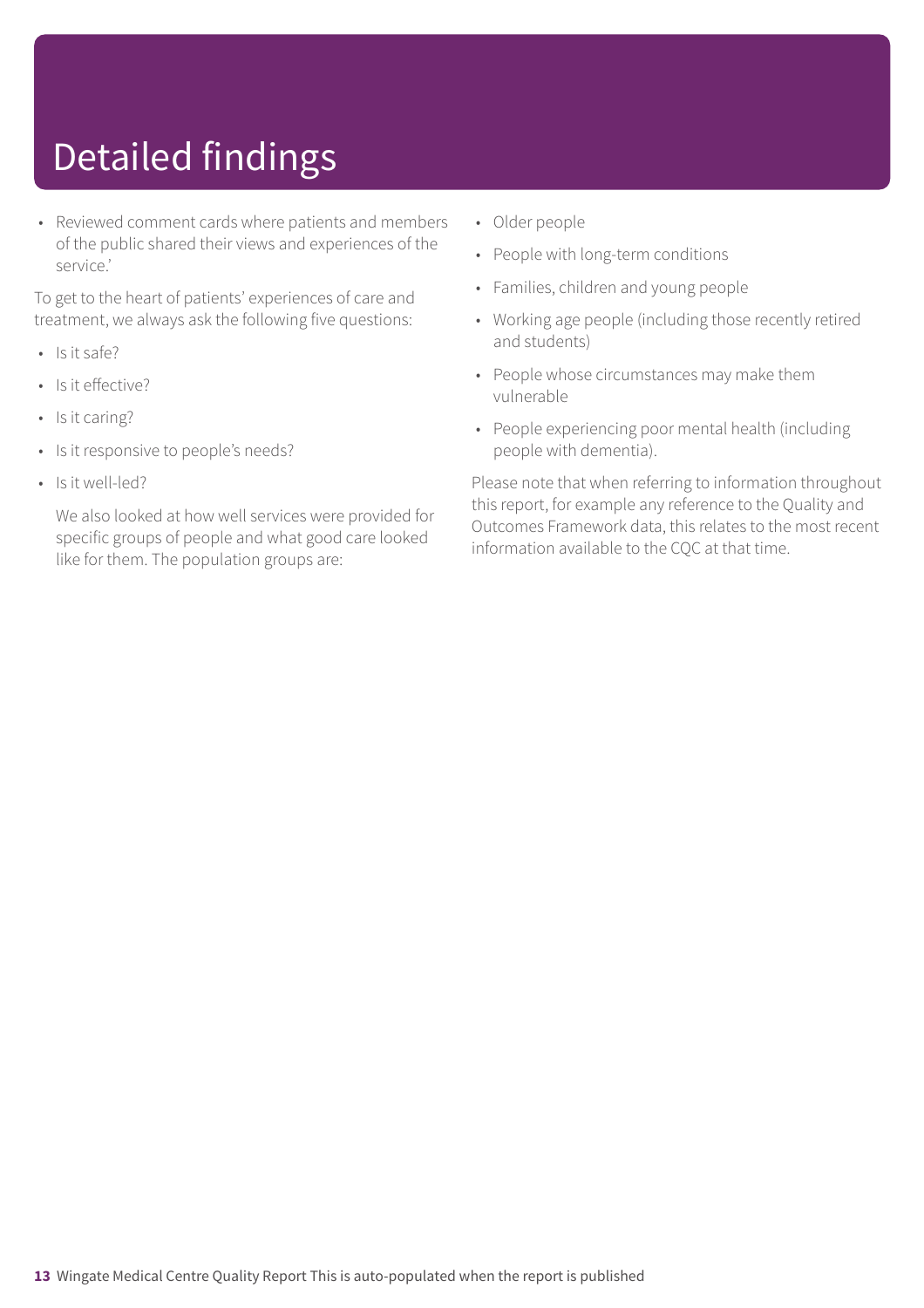# Detailed findings

- Reviewed comment cards where patients and members of the public shared their views and experiences of the service.'

To get to the heart of patients' experiences of care and treatment, we always ask the following five questions:

- Is it safe?
- Is it effective?
- Is it caring?
- Is it responsive to people's needs?
- Is it well-led?

We also looked at how well services were provided for specific groups of people and what good care looked like for them. The population groups are:

- Older people
- People with long-term conditions
- Families, children and young people
- Working age people (including those recently retired and students)
- People whose circumstances may make them vulnerable
- People experiencing poor mental health (including people with dementia).

Please note that when referring to information throughout this report, for example any reference to the Quality and Outcomes Framework data, this relates to the most recent information available to the CQC at that time.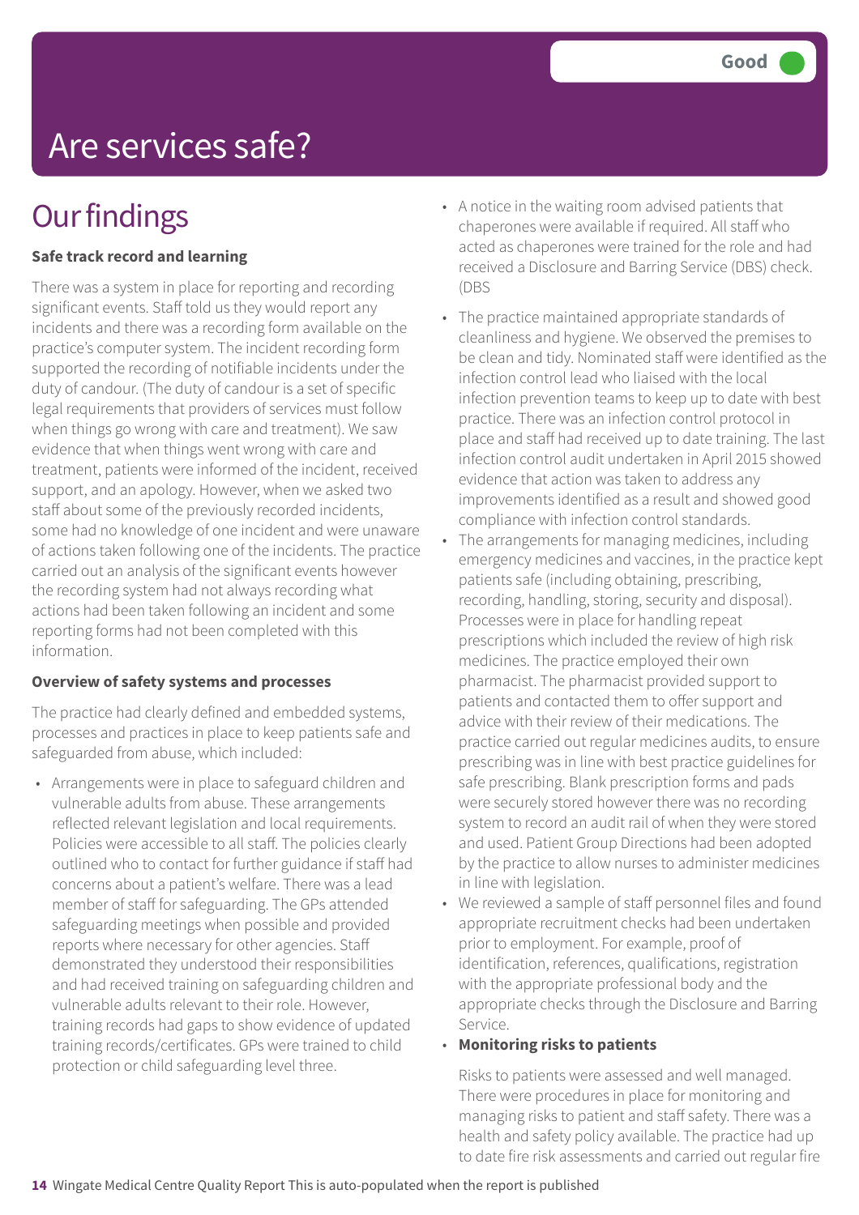Good

# Are services safe?

## Our findings

**Safe track record and learning**

There was a system in place for reporting and recording significant events. Staff told us they would report any incidents and there was a recording form available on the practice's computer system. The incident recording form supported the recording of notifiable incidents under the duty of candour. (The duty of candour is a set of specific legal requirements that providers of services must follow when things go wrong with care and treatment). We saw evidence that when things went wrong with care and treatment, patients were informed of the incident, received support, and an apology. However, when we asked two staff about some of the previously recorded incidents, some had no knowledge of one incident and were unaware of actions taken following one of the incidents. The practice carried out an analysis of the significant events however the recording system had not always recording what actions had been taken following an incident and some reporting forms had not been completed with this information.

**Overview of safety systems and processes**

The practice had clearly defined and embedded systems, processes and practices in place to keep patients safe and safeguarded from abuse, which included:

- Arrangements were in place to safeguard children and vulnerable adults from abuse. These arrangements reflected relevant legislation and local requirements. Policies were accessible to all staff. The policies clearly outlined who to contact for further guidance if staff had concerns about a patient's welfare. There was a lead member of staff for safeguarding. The GPs attended safeguarding meetings when possible and provided reports where necessary for other agencies. Staff demonstrated they understood their responsibilities and had received training on safeguarding children and vulnerable adults relevant to their role. However, training records had gaps to show evidence of updated training records/certificates. GPs were trained to child protection or child safeguarding level three.
- A notice in the waiting room advised patients that chaperones were available if required. All staff who acted as chaperones were trained for the role and had received a Disclosure and Barring Service (DBS) check. (DBS
- The practice maintained appropriate standards of cleanliness and hygiene. We observed the premises to be clean and tidy. Nominated staff were identified as the infection control lead who liaised with the local infection prevention teams to keep up to date with best practice. There was an infection control protocol in place and staff had received up to date training. The last infection control audit undertaken in April 2015 showed evidence that action was taken to address any improvements identified as a result and showed good compliance with infection control standards.
- The arrangements for managing medicines, including emergency medicines and vaccines, in the practice kept patients safe (including obtaining, prescribing, recording, handling, storing, security and disposal). Processes were in place for handling repeat prescriptions which included the review of high risk medicines. The practice employed their own pharmacist. The pharmacist provided support to patients and contacted them to offer support and advice with their review of their medications. The practice carried out regular medicines audits, to ensure prescribing was in line with best practice guidelines for safe prescribing. Blank prescription forms and pads were securely stored however there was no recording system to record an audit rail of when they were stored and used. Patient Group Directions had been adopted by the practice to allow nurses to administer medicines in line with legislation.
- We reviewed a sample of staff personnel files and found appropriate recruitment checks had been undertaken prior to employment. For example, proof of identification, references, qualifications, registration with the appropriate professional body and the appropriate checks through the Disclosure and Barring Service.
- **Monitoring risks to patients**

  Risks to patients were assessed and well managed. There were procedures in place for monitoring and managing risks to patient and staff safety. There was a health and safety policy available. The practice had up to date fire risk assessments and carried out regular fire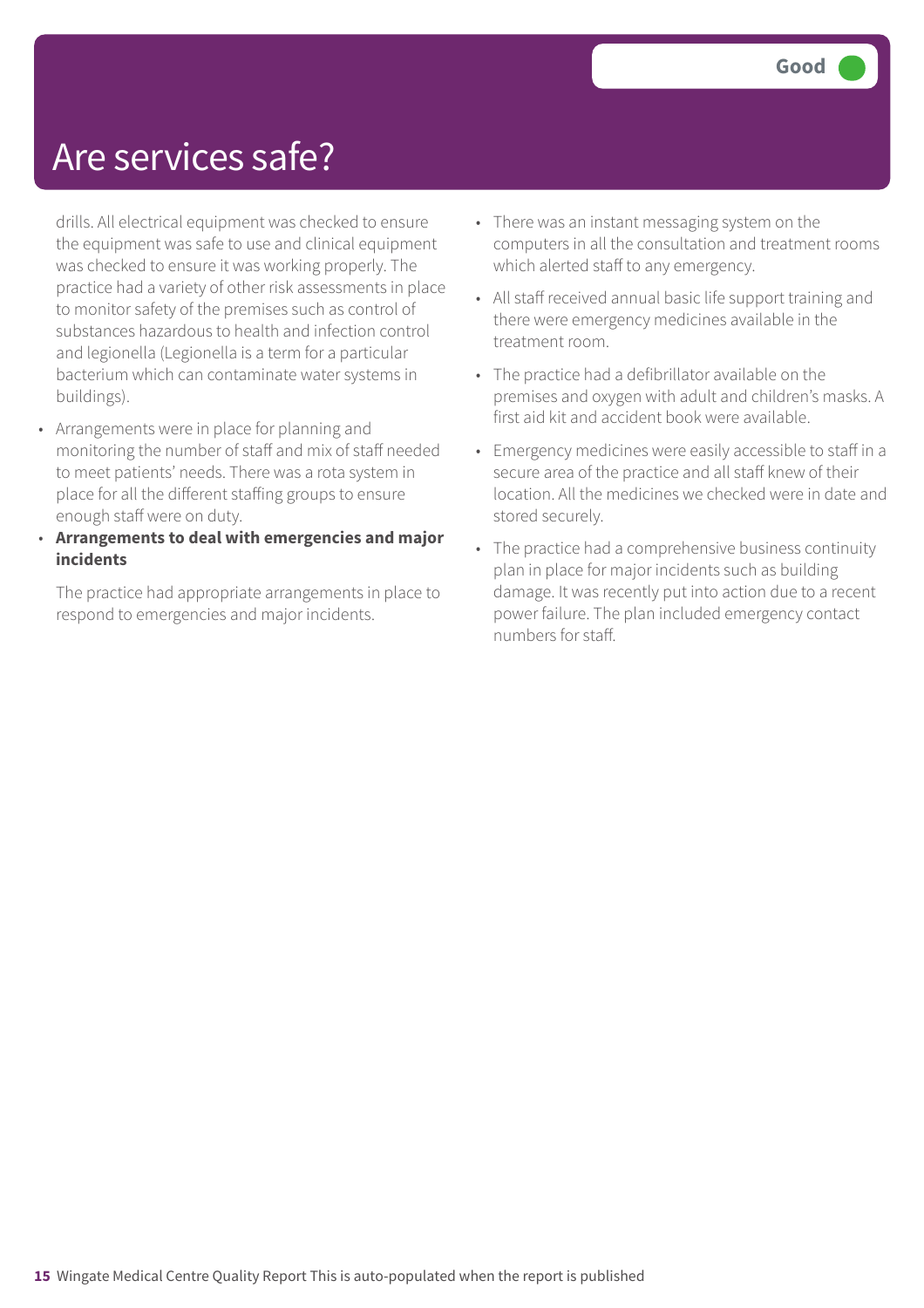# Are services safe?

**Good**

drills. All electrical equipment was checked to ensure the equipment was safe to use and clinical equipment was checked to ensure it was working properly. The practice had a variety of other risk assessments in place to monitor safety of the premises such as control of substances hazardous to health and infection control and legionella (Legionella is a term for a particular bacterium which can contaminate water systems in buildings).

- Arrangements were in place for planning and monitoring the number of staff and mix of staff needed to meet patients' needs. There was a rota system in place for all the different staffing groups to ensure enough staff were on duty.
- **Arrangements to deal with emergencies and major incidents**

  The practice had appropriate arrangements in place to respond to emergencies and major incidents.

- There was an instant messaging system on the computers in all the consultation and treatment rooms which alerted staff to any emergency.
- All staff received annual basic life support training and there were emergency medicines available in the treatment room.
- The practice had a defibrillator available on the premises and oxygen with adult and children's masks. A first aid kit and accident book were available.
- Emergency medicines were easily accessible to staff in a secure area of the practice and all staff knew of their location. All the medicines we checked were in date and stored securely.
- The practice had a comprehensive business continuity plan in place for major incidents such as building damage. It was recently put into action due to a recent power failure. The plan included emergency contact numbers for staff.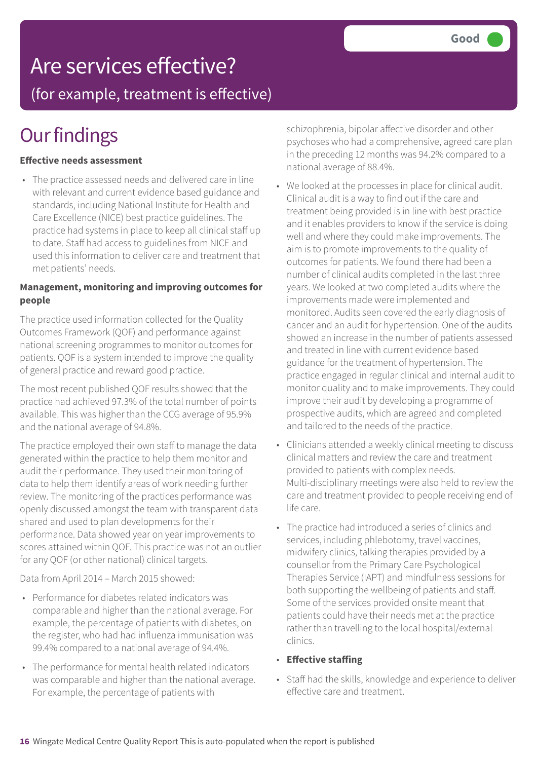# Are services effective?

## (for example, treatment is effective)

**Good**

## Our findings

**Effective needs assessment**

- The practice assessed needs and delivered care in line with relevant and current evidence based guidance and standards, including National Institute for Health and Care Excellence (NICE) best practice guidelines. The practice had systems in place to keep all clinical staff up to date. Staff had access to guidelines from NICE and used this information to deliver care and treatment that met patients' needs.

**Management, monitoring and improving outcomes for people**

The practice used information collected for the Quality Outcomes Framework (QOF) and performance against national screening programmes to monitor outcomes for patients. QOF is a system intended to improve the quality of general practice and reward good practice.

The most recent published QOF results showed that the practice had achieved 97.3% of the total number of points available. This was higher than the CCG average of 95.9% and the national average of 94.8%.

The practice employed their own staff to manage the data generated within the practice to help them monitor and audit their performance. They used their monitoring of data to help them identify areas of work needing further review. The monitoring of the practices performance was openly discussed amongst the team with transparent data shared and used to plan developments for their performance. Data showed year on year improvements to scores attained within QOF. This practice was not an outlier for any QOF (or other national) clinical targets.

Data from April 2014 – March 2015 showed:

- Performance for diabetes related indicators was comparable and higher than the national average. For example, the percentage of patients with diabetes, on the register, who had had influenza immunisation was 99.4% compared to a national average of 94.4%.
- The performance for mental health related indicators was comparable and higher than the national average. For example, the percentage of patients with schizophrenia, bipolar affective disorder and other psychoses who had a comprehensive, agreed care plan in the preceding 12 months was 94.2% compared to a national average of 88.4%.
- We looked at the processes in place for clinical audit. Clinical audit is a way to find out if the care and treatment being provided is in line with best practice and it enables providers to know if the service is doing well and where they could make improvements. The aim is to promote improvements to the quality of outcomes for patients. We found there had been a number of clinical audits completed in the last three years. We looked at two completed audits where the improvements made were implemented and monitored. Audits seen covered the early diagnosis of cancer and an audit for hypertension. One of the audits showed an increase in the number of patients assessed and treated in line with current evidence based guidance for the treatment of hypertension. The practice engaged in regular clinical and internal audit to monitor quality and to make improvements. They could improve their audit by developing a programme of prospective audits, which are agreed and completed and tailored to the needs of the practice.
- Clinicians attended a weekly clinical meeting to discuss clinical matters and review the care and treatment provided to patients with complex needs. Multi-disciplinary meetings were also held to review the care and treatment provided to people receiving end of life care.
- The practice had introduced a series of clinics and services, including phlebotomy, travel vaccines, midwifery clinics, talking therapies provided by a counsellor from the Primary Care Psychological Therapies Service (IAPT) and mindfulness sessions for both supporting the wellbeing of patients and staff. Some of the services provided onsite meant that patients could have their needs met at the practice rather than travelling to the local hospital/external clinics.
- **Effective staffing**
- Staff had the skills, knowledge and experience to deliver effective care and treatment.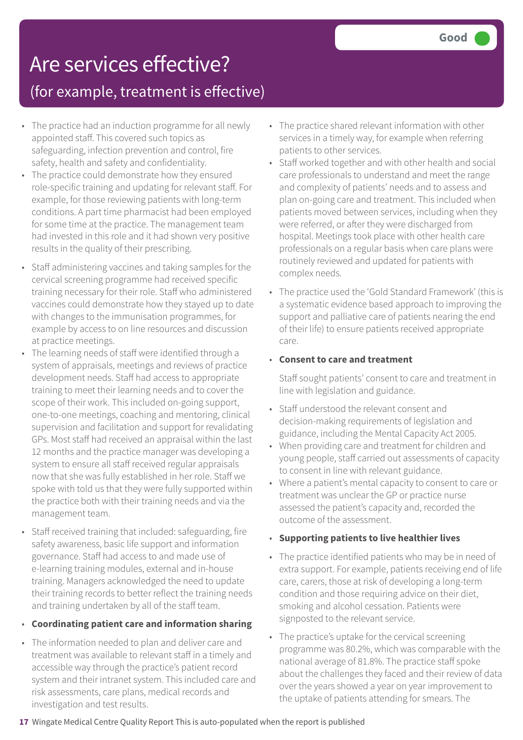# Are services effective?

## (for example, treatment is effective)

**Good**

- The practice had an induction programme for all newly appointed staff. This covered such topics as safeguarding, infection prevention and control, fire safety, health and safety and confidentiality.
- The practice could demonstrate how they ensured role-specific training and updating for relevant staff. For example, for those reviewing patients with long-term conditions. A part time pharmacist had been employed for some time at the practice. The management team had invested in this role and it had shown very positive results in the quality of their prescribing.
- Staff administering vaccines and taking samples for the cervical screening programme had received specific training necessary for their role. Staff who administered vaccines could demonstrate how they stayed up to date with changes to the immunisation programmes, for example by access to on line resources and discussion at practice meetings.
- The learning needs of staff were identified through a system of appraisals, meetings and reviews of practice development needs. Staff had access to appropriate training to meet their learning needs and to cover the scope of their work. This included on-going support, one-to-one meetings, coaching and mentoring, clinical supervision and facilitation and support for revalidating GPs. Most staff had received an appraisal within the last 12 months and the practice manager was developing a system to ensure all staff received regular appraisals now that she was fully established in her role. Staff we spoke with told us that they were fully supported within the practice both with their training needs and via the management team.
- Staff received training that included: safeguarding, fire safety awareness, basic life support and information governance. Staff had access to and made use of e-learning training modules, external and in-house training. Managers acknowledged the need to update their training records to better reflect the training needs and training undertaken by all of the staff team.

- **Coordinating patient care and information sharing**

- The information needed to plan and deliver care and treatment was available to relevant staff in a timely and accessible way through the practice's patient record system and their intranet system. This included care and risk assessments, care plans, medical records and investigation and test results.
- The practice shared relevant information with other services in a timely way, for example when referring patients to other services.
- Staff worked together and with other health and social care professionals to understand and meet the range and complexity of patients' needs and to assess and plan on-going care and treatment. This included when patients moved between services, including when they were referred, or after they were discharged from hospital. Meetings took place with other health care professionals on a regular basis when care plans were routinely reviewed and updated for patients with complex needs.
- The practice used the 'Gold Standard Framework' (this is a systematic evidence based approach to improving the support and palliative care of patients nearing the end of their life) to ensure patients received appropriate care.

- **Consent to care and treatment**

  Staff sought patients' consent to care and treatment in line with legislation and guidance.

- Staff understood the relevant consent and decision-making requirements of legislation and guidance, including the Mental Capacity Act 2005.
- When providing care and treatment for children and young people, staff carried out assessments of capacity to consent in line with relevant guidance.
- Where a patient's mental capacity to consent to care or treatment was unclear the GP or practice nurse assessed the patient's capacity and, recorded the outcome of the assessment.

- **Supporting patients to live healthier lives**

- The practice identified patients who may be in need of extra support. For example, patients receiving end of life care, carers, those at risk of developing a long-term condition and those requiring advice on their diet, smoking and alcohol cessation. Patients were signposted to the relevant service.
- The practice's uptake for the cervical screening programme was 80.2%, which was comparable with the national average of 81.8%. The practice staff spoke about the challenges they faced and their review of data over the years showed a year on year improvement to the uptake of patients attending for smears. The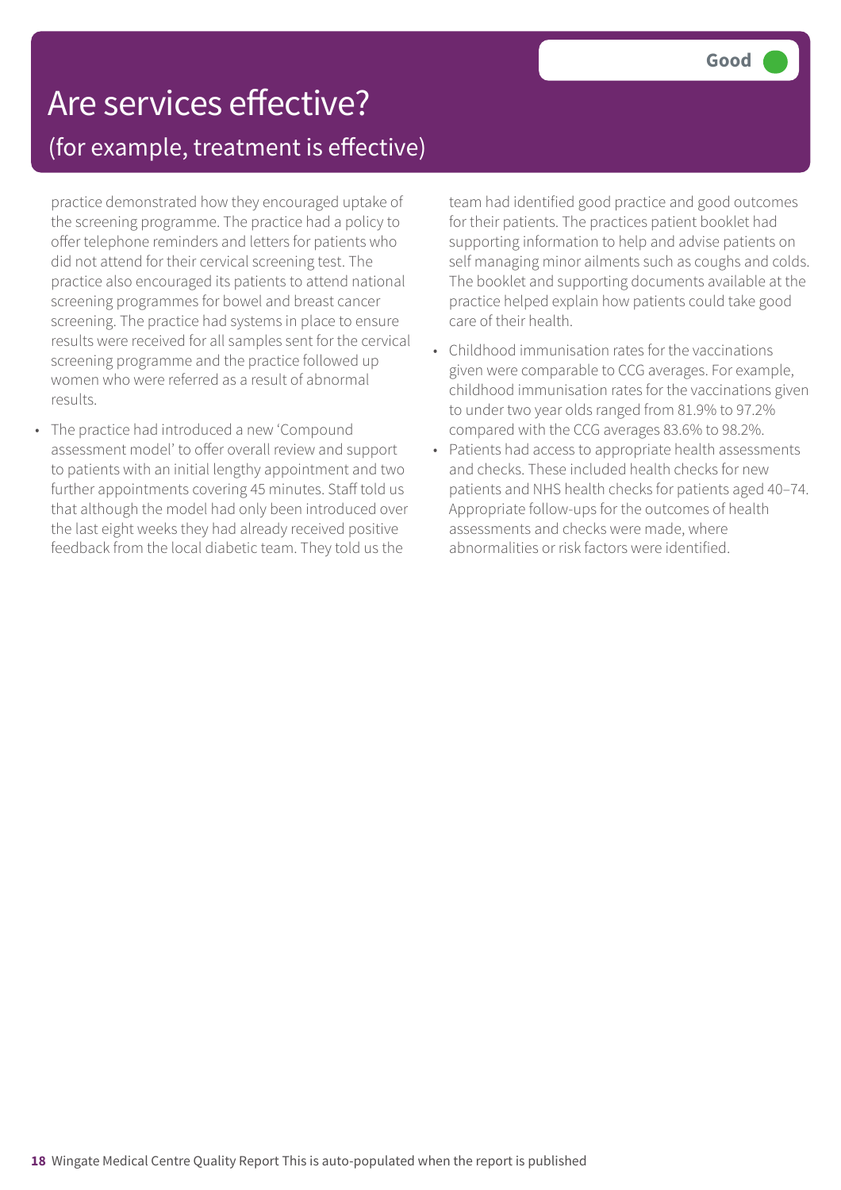# Are services effective?

## (for example, treatment is effective)

**Good**

practice demonstrated how they encouraged uptake of the screening programme. The practice had a policy to offer telephone reminders and letters for patients who did not attend for their cervical screening test. The practice also encouraged its patients to attend national screening programmes for bowel and breast cancer screening. The practice had systems in place to ensure results were received for all samples sent for the cervical screening programme and the practice followed up women who were referred as a result of abnormal results.

- The practice had introduced a new 'Compound assessment model' to offer overall review and support to patients with an initial lengthy appointment and two further appointments covering 45 minutes. Staff told us that although the model had only been introduced over the last eight weeks they had already received positive feedback from the local diabetic team. They told us the team had identified good practice and good outcomes for their patients. The practices patient booklet had supporting information to help and advise patients on self managing minor ailments such as coughs and colds. The booklet and supporting documents available at the practice helped explain how patients could take good care of their health.
- Childhood immunisation rates for the vaccinations given were comparable to CCG averages. For example, childhood immunisation rates for the vaccinations given to under two year olds ranged from 81.9% to 97.2% compared with the CCG averages 83.6% to 98.2%.
- Patients had access to appropriate health assessments and checks. These included health checks for new patients and NHS health checks for patients aged 40–74. Appropriate follow-ups for the outcomes of health assessments and checks were made, where abnormalities or risk factors were identified.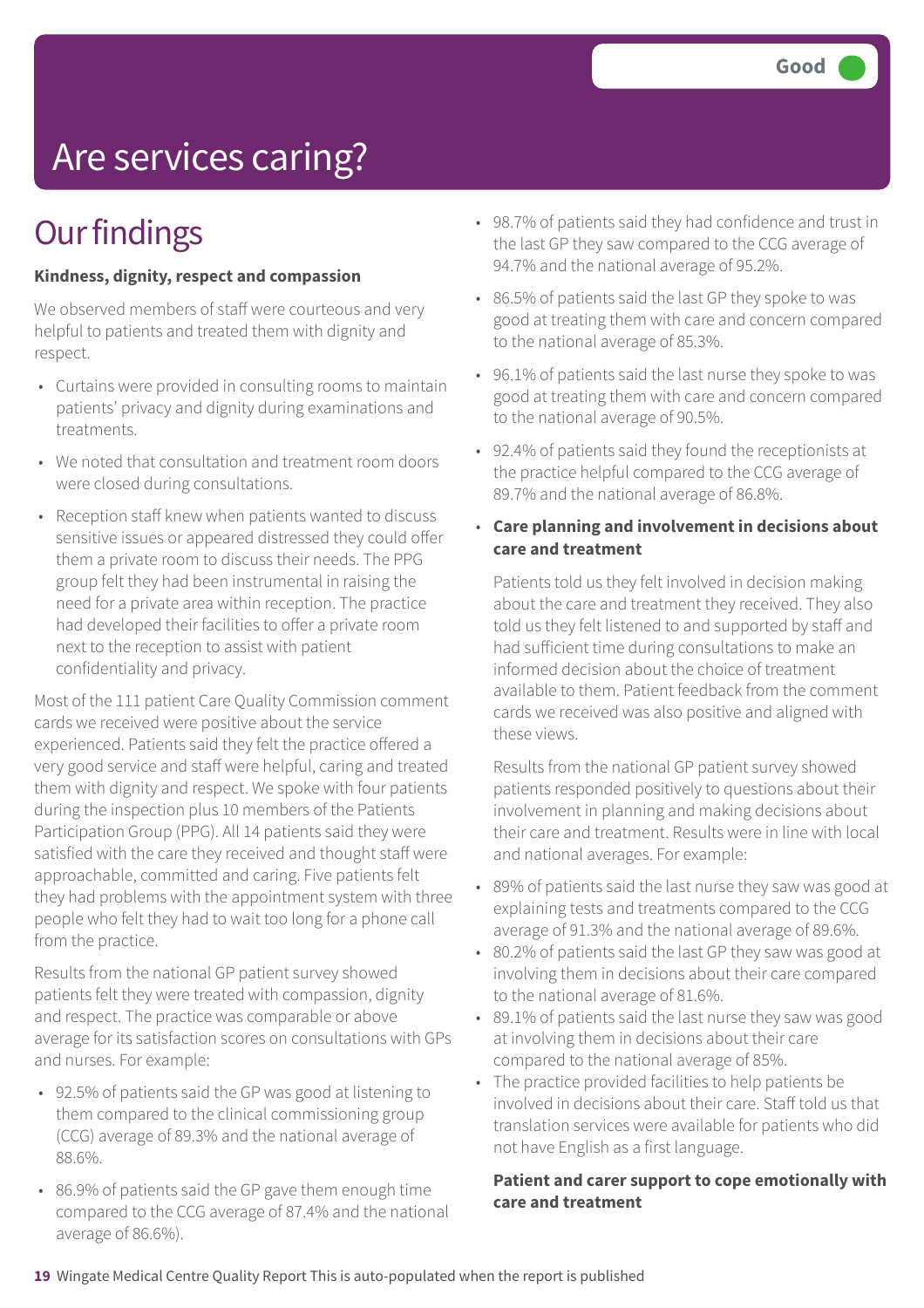Good

# Are services caring?

## Our findings

**Kindness, dignity, respect and compassion**

We observed members of staff were courteous and very helpful to patients and treated them with dignity and respect.

- Curtains were provided in consulting rooms to maintain patients' privacy and dignity during examinations and treatments.
- We noted that consultation and treatment room doors were closed during consultations.
- Reception staff knew when patients wanted to discuss sensitive issues or appeared distressed they could offer them a private room to discuss their needs. The PPG group felt they had been instrumental in raising the need for a private area within reception. The practice had developed their facilities to offer a private room next to the reception to assist with patient confidentiality and privacy.

Most of the 111 patient Care Quality Commission comment cards we received were positive about the service experienced. Patients said they felt the practice offered a very good service and staff were helpful, caring and treated them with dignity and respect. We spoke with four patients during the inspection plus 10 members of the Patients Participation Group (PPG). All 14 patients said they were satisfied with the care they received and thought staff were approachable, committed and caring. Five patients felt they had problems with the appointment system with three people who felt they had to wait too long for a phone call from the practice.

Results from the national GP patient survey showed patients felt they were treated with compassion, dignity and respect. The practice was comparable or above average for its satisfaction scores on consultations with GPs and nurses. For example:

- 92.5% of patients said the GP was good at listening to them compared to the clinical commissioning group (CCG) average of 89.3% and the national average of 88.6%.
- 86.9% of patients said the GP gave them enough time compared to the CCG average of 87.4% and the national average of 86.6%).
- 98.7% of patients said they had confidence and trust in the last GP they saw compared to the CCG average of 94.7% and the national average of 95.2%.
- 86.5% of patients said the last GP they spoke to was good at treating them with care and concern compared to the national average of 85.3%.
- 96.1% of patients said the last nurse they spoke to was good at treating them with care and concern compared to the national average of 90.5%.
- 92.4% of patients said they found the receptionists at the practice helpful compared to the CCG average of 89.7% and the national average of 86.8%.
- **Care planning and involvement in decisions about care and treatment**

  Patients told us they felt involved in decision making about the care and treatment they received. They also told us they felt listened to and supported by staff and had sufficient time during consultations to make an informed decision about the choice of treatment available to them. Patient feedback from the comment cards we received was also positive and aligned with these views.

  Results from the national GP patient survey showed patients responded positively to questions about their involvement in planning and making decisions about their care and treatment. Results were in line with local and national averages. For example:

- 89% of patients said the last nurse they saw was good at explaining tests and treatments compared to the CCG average of 91.3% and the national average of 89.6%.
- 80.2% of patients said the last GP they saw was good at involving them in decisions about their care compared to the national average of 81.6%.
- 89.1% of patients said the last nurse they saw was good at involving them in decisions about their care compared to the national average of 85%.
- The practice provided facilities to help patients be involved in decisions about their care. Staff told us that translation services were available for patients who did not have English as a first language.

**Patient and carer support to cope emotionally with care and treatment**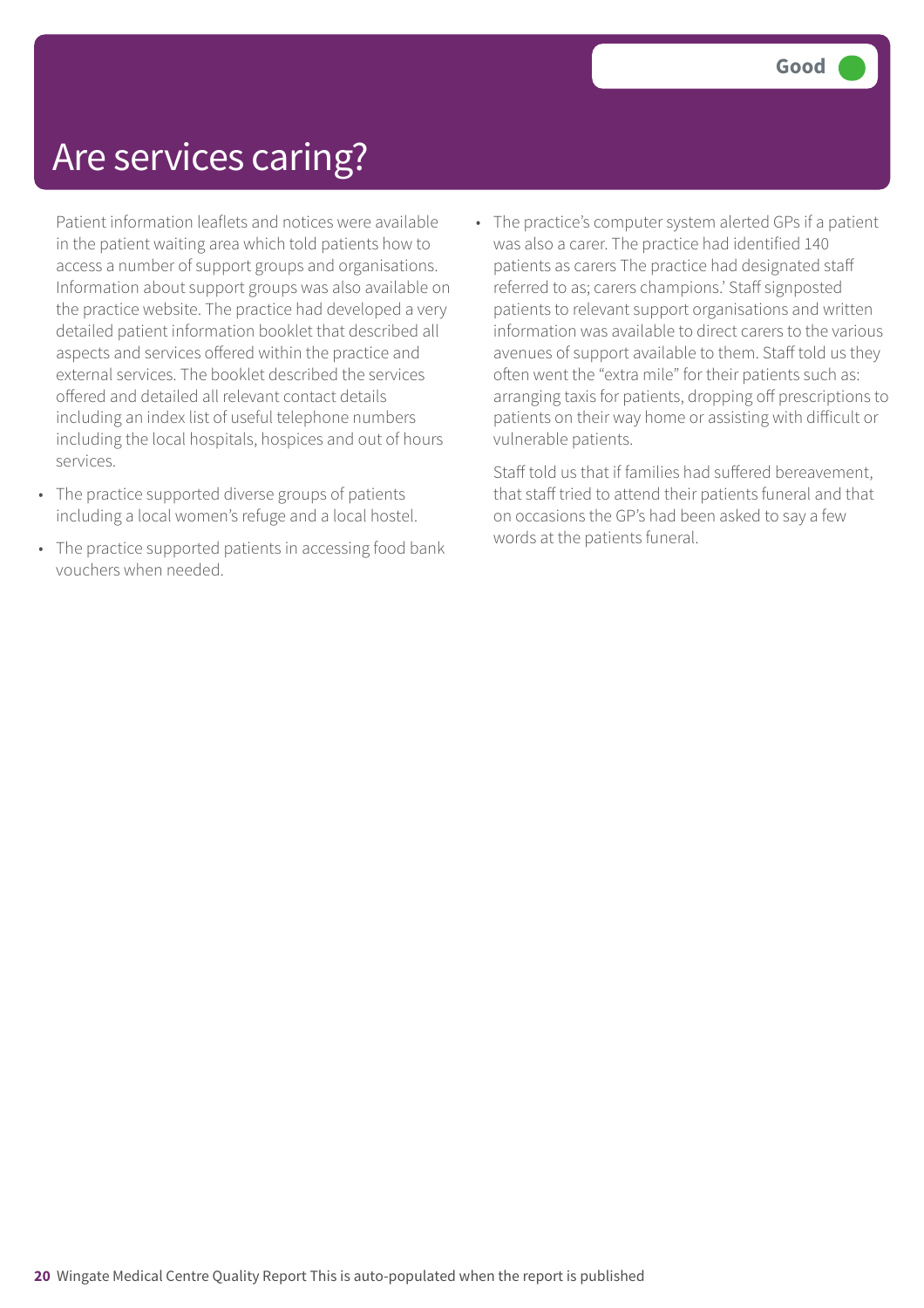# Are services caring?

**Good**

Patient information leaflets and notices were available in the patient waiting area which told patients how to access a number of support groups and organisations. Information about support groups was also available on the practice website. The practice had developed a very detailed patient information booklet that described all aspects and services offered within the practice and external services. The booklet described the services offered and detailed all relevant contact details including an index list of useful telephone numbers including the local hospitals, hospices and out of hours services.

- The practice supported diverse groups of patients including a local women's refuge and a local hostel.
- The practice supported patients in accessing food bank vouchers when needed.
- The practice's computer system alerted GPs if a patient was also a carer. The practice had identified 140 patients as carers The practice had designated staff referred to as; carers champions.' Staff signposted patients to relevant support organisations and written information was available to direct carers to the various avenues of support available to them. Staff told us they often went the "extra mile" for their patients such as: arranging taxis for patients, dropping off prescriptions to patients on their way home or assisting with difficult or vulnerable patients.

Staff told us that if families had suffered bereavement, that staff tried to attend their patients funeral and that on occasions the GP's had been asked to say a few words at the patients funeral.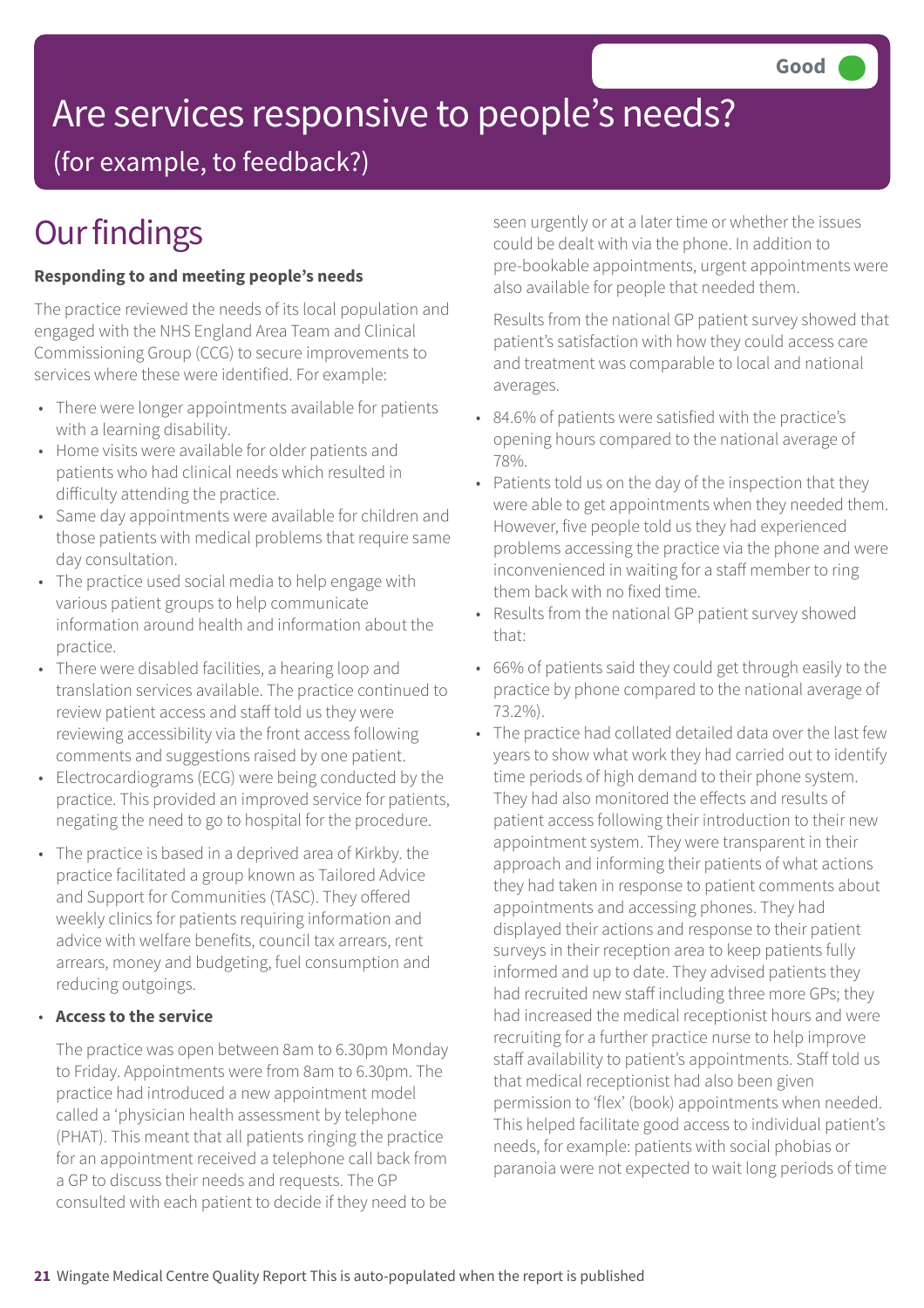Good

# Are services responsive to people's needs?

(for example, to feedback?)

## Our findings

**Responding to and meeting people's needs**

The practice reviewed the needs of its local population and engaged with the NHS England Area Team and Clinical Commissioning Group (CCG) to secure improvements to services where these were identified. For example:

- There were longer appointments available for patients with a learning disability.
- Home visits were available for older patients and patients who had clinical needs which resulted in difficulty attending the practice.
- Same day appointments were available for children and those patients with medical problems that require same day consultation.
- The practice used social media to help engage with various patient groups to help communicate information around health and information about the practice.
- There were disabled facilities, a hearing loop and translation services available. The practice continued to review patient access and staff told us they were reviewing accessibility via the front access following comments and suggestions raised by one patient.
- Electrocardiograms (ECG) were being conducted by the practice. This provided an improved service for patients, negating the need to go to hospital for the procedure.
- The practice is based in a deprived area of Kirkby. the practice facilitated a group known as Tailored Advice and Support for Communities (TASC). They offered weekly clinics for patients requiring information and advice with welfare benefits, council tax arrears, rent arrears, money and budgeting, fuel consumption and reducing outgoings.

- **Access to the service**

The practice was open between 8am to 6.30pm Monday to Friday. Appointments were from 8am to 6.30pm. The practice had introduced a new appointment model called a 'physician health assessment by telephone (PHAT). This meant that all patients ringing the practice for an appointment received a telephone call back from a GP to discuss their needs and requests. The GP consulted with each patient to decide if they need to be seen urgently or at a later time or whether the issues could be dealt with via the phone. In addition to pre-bookable appointments, urgent appointments were also available for people that needed them.

Results from the national GP patient survey showed that patient's satisfaction with how they could access care and treatment was comparable to local and national averages.

- 84.6% of patients were satisfied with the practice's opening hours compared to the national average of 78%.
- Patients told us on the day of the inspection that they were able to get appointments when they needed them. However, five people told us they had experienced problems accessing the practice via the phone and were inconvenienced in waiting for a staff member to ring them back with no fixed time.
- Results from the national GP patient survey showed that:

- 66% of patients said they could get through easily to the practice by phone compared to the national average of 73.2%).
- The practice had collated detailed data over the last few years to show what work they had carried out to identify time periods of high demand to their phone system. They had also monitored the effects and results of patient access following their introduction to their new appointment system. They were transparent in their approach and informing their patients of what actions they had taken in response to patient comments about appointments and accessing phones. They had displayed their actions and response to their patient surveys in their reception area to keep patients fully informed and up to date. They advised patients they had recruited new staff including three more GPs; they had increased the medical receptionist hours and were recruiting for a further practice nurse to help improve staff availability to patient's appointments. Staff told us that medical receptionist had also been given permission to 'flex' (book) appointments when needed. This helped facilitate good access to individual patient's needs, for example: patients with social phobias or paranoia were not expected to wait long periods of time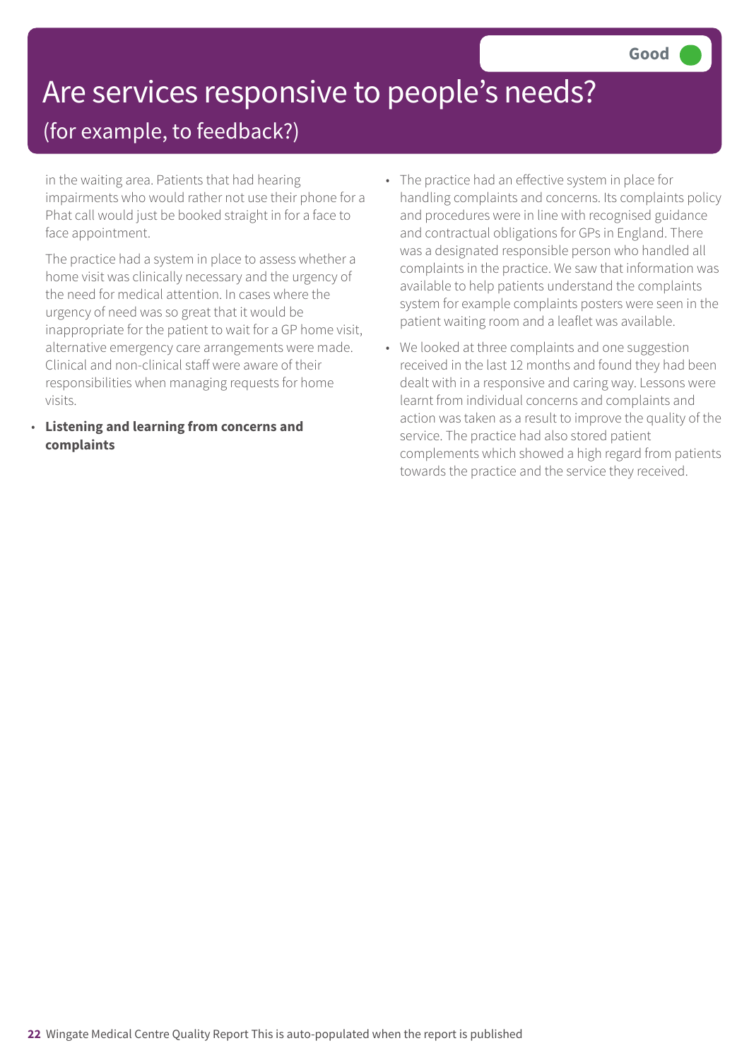# Are services responsive to people's needs?

## (for example, to feedback?)

**Good**

in the waiting area. Patients that had hearing impairments who would rather not use their phone for a Phat call would just be booked straight in for a face to face appointment.

The practice had a system in place to assess whether a home visit was clinically necessary and the urgency of the need for medical attention. In cases where the urgency of need was so great that it would be inappropriate for the patient to wait for a GP home visit, alternative emergency care arrangements were made. Clinical and non-clinical staff were aware of their responsibilities when managing requests for home visits.

- **Listening and learning from concerns and complaints**

- The practice had an effective system in place for handling complaints and concerns. Its complaints policy and procedures were in line with recognised guidance and contractual obligations for GPs in England. There was a designated responsible person who handled all complaints in the practice. We saw that information was available to help patients understand the complaints system for example complaints posters were seen in the patient waiting room and a leaflet was available.
- We looked at three complaints and one suggestion received in the last 12 months and found they had been dealt with in a responsive and caring way. Lessons were learnt from individual concerns and complaints and action was taken as a result to improve the quality of the service. The practice had also stored patient complements which showed a high regard from patients towards the practice and the service they received.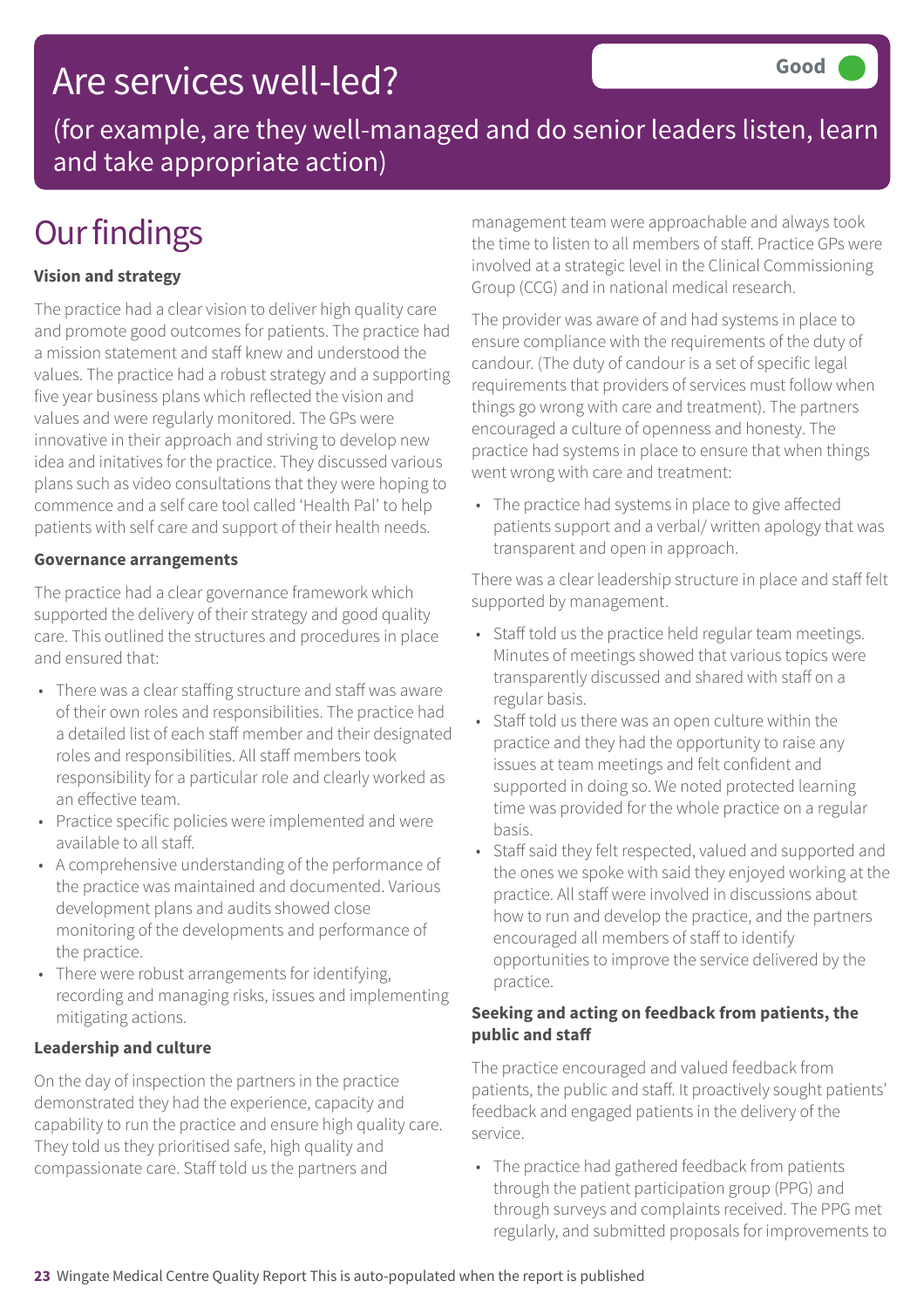# Are services well-led?

**Good**

(for example, are they well-managed and do senior leaders listen, learn and take appropriate action)

## Our findings

**Vision and strategy**

The practice had a clear vision to deliver high quality care and promote good outcomes for patients. The practice had a mission statement and staff knew and understood the values. The practice had a robust strategy and a supporting five year business plans which reflected the vision and values and were regularly monitored. The GPs were innovative in their approach and striving to develop new idea and initatives for the practice. They discussed various plans such as video consultations that they were hoping to commence and a self care tool called 'Health Pal' to help patients with self care and support of their health needs.

**Governance arrangements**

The practice had a clear governance framework which supported the delivery of their strategy and good quality care. This outlined the structures and procedures in place and ensured that:

- There was a clear staffing structure and staff was aware of their own roles and responsibilities. The practice had a detailed list of each staff member and their designated roles and responsibilities. All staff members took responsibility for a particular role and clearly worked as an effective team.
- Practice specific policies were implemented and were available to all staff.
- A comprehensive understanding of the performance of the practice was maintained and documented. Various development plans and audits showed close monitoring of the developments and performance of the practice.
- There were robust arrangements for identifying, recording and managing risks, issues and implementing mitigating actions.

**Leadership and culture**

On the day of inspection the partners in the practice demonstrated they had the experience, capacity and capability to run the practice and ensure high quality care. They told us they prioritised safe, high quality and compassionate care. Staff told us the partners and management team were approachable and always took the time to listen to all members of staff. Practice GPs were involved at a strategic level in the Clinical Commissioning Group (CCG) and in national medical research.

The provider was aware of and had systems in place to ensure compliance with the requirements of the duty of candour. (The duty of candour is a set of specific legal requirements that providers of services must follow when things go wrong with care and treatment). The partners encouraged a culture of openness and honesty. The practice had systems in place to ensure that when things went wrong with care and treatment:

- The practice had systems in place to give affected patients support and a verbal/ written apology that was transparent and open in approach.

There was a clear leadership structure in place and staff felt supported by management.

- Staff told us the practice held regular team meetings. Minutes of meetings showed that various topics were transparently discussed and shared with staff on a regular basis.
- Staff told us there was an open culture within the practice and they had the opportunity to raise any issues at team meetings and felt confident and supported in doing so. We noted protected learning time was provided for the whole practice on a regular basis.
- Staff said they felt respected, valued and supported and the ones we spoke with said they enjoyed working at the practice. All staff were involved in discussions about how to run and develop the practice, and the partners encouraged all members of staff to identify opportunities to improve the service delivered by the practice.

**Seeking and acting on feedback from patients, the public and staff**

The practice encouraged and valued feedback from patients, the public and staff. It proactively sought patients' feedback and engaged patients in the delivery of the service.

- The practice had gathered feedback from patients through the patient participation group (PPG) and through surveys and complaints received. The PPG met regularly, and submitted proposals for improvements to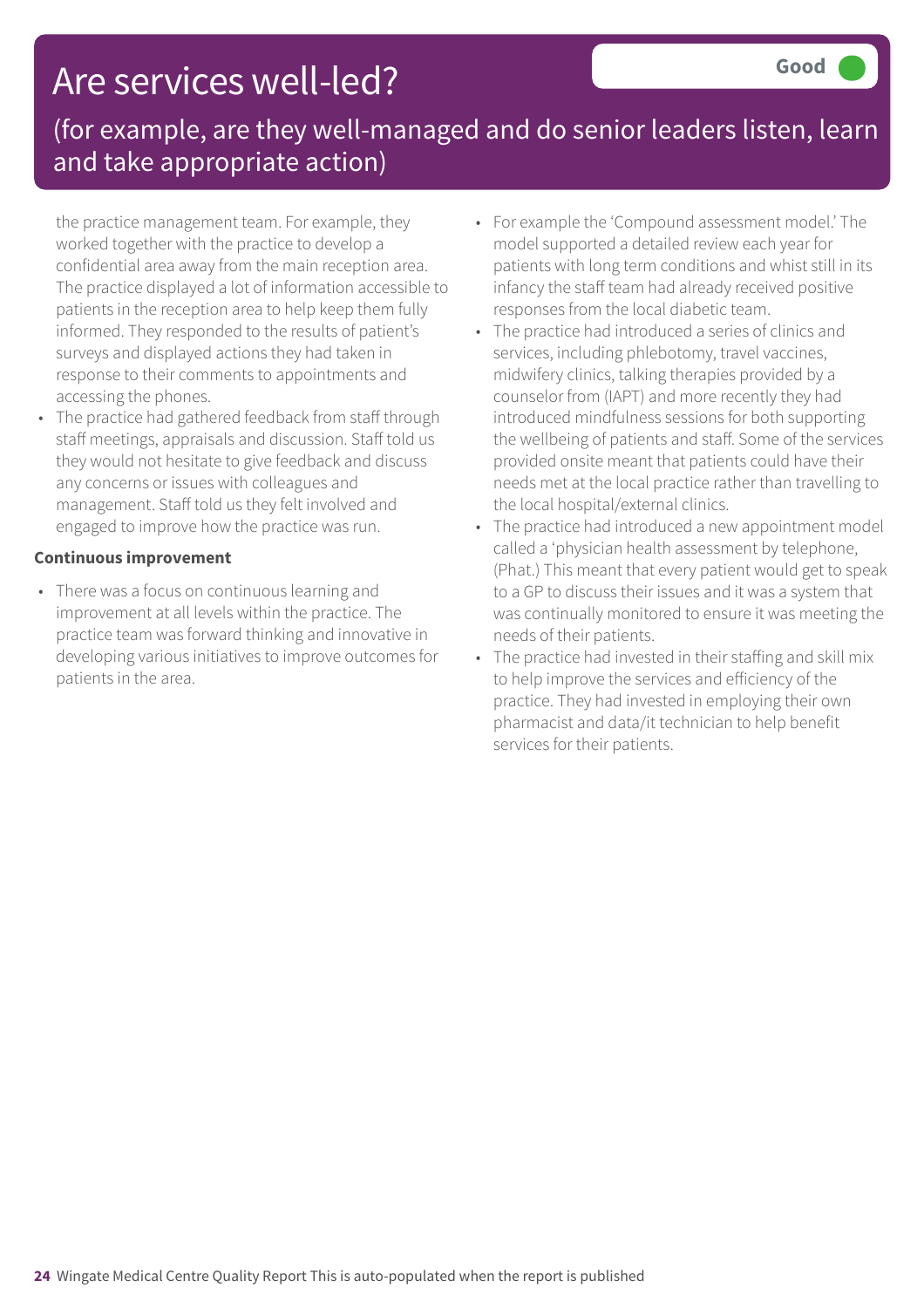# Are services well-led?

Good

(for example, are they well-managed and do senior leaders listen, learn and take appropriate action)

the practice management team. For example, they worked together with the practice to develop a confidential area away from the main reception area. The practice displayed a lot of information accessible to patients in the reception area to help keep them fully informed. They responded to the results of patient's surveys and displayed actions they had taken in response to their comments to appointments and accessing the phones.

- The practice had gathered feedback from staff through staff meetings, appraisals and discussion. Staff told us they would not hesitate to give feedback and discuss any concerns or issues with colleagues and management. Staff told us they felt involved and engaged to improve how the practice was run.

**Continuous improvement**

- There was a focus on continuous learning and improvement at all levels within the practice. The practice team was forward thinking and innovative in developing various initiatives to improve outcomes for patients in the area.
- For example the 'Compound assessment model.' The model supported a detailed review each year for patients with long term conditions and whist still in its infancy the staff team had already received positive responses from the local diabetic team.
- The practice had introduced a series of clinics and services, including phlebotomy, travel vaccines, midwifery clinics, talking therapies provided by a counselor from (IAPT) and more recently they had introduced mindfulness sessions for both supporting the wellbeing of patients and staff. Some of the services provided onsite meant that patients could have their needs met at the local practice rather than travelling to the local hospital/external clinics.
- The practice had introduced a new appointment model called a 'physician health assessment by telephone, (Phat.) This meant that every patient would get to speak to a GP to discuss their issues and it was a system that was continually monitored to ensure it was meeting the needs of their patients.
- The practice had invested in their staffing and skill mix to help improve the services and efficiency of the practice. They had invested in employing their own pharmacist and data/it technician to help benefit services for their patients.